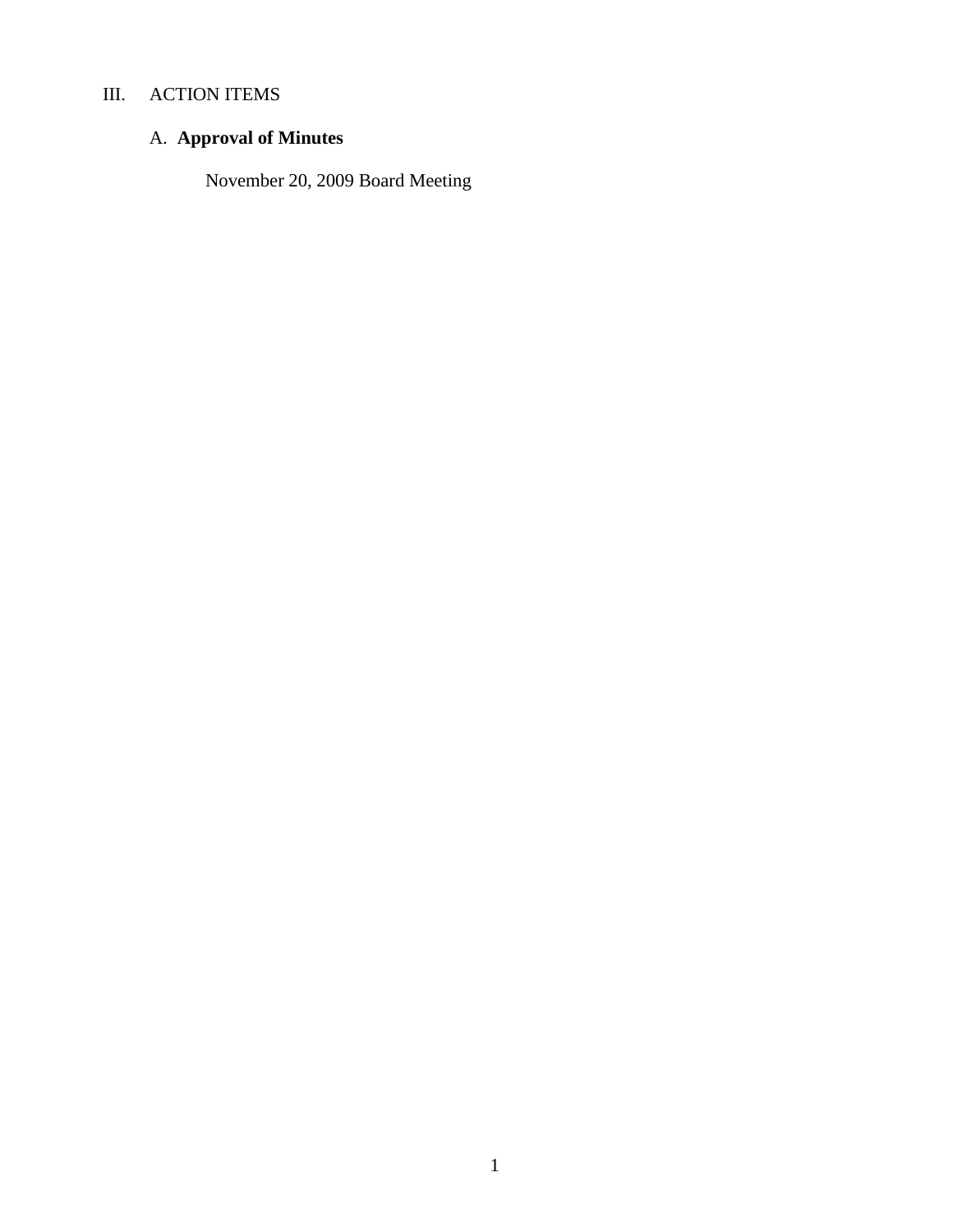## III. ACTION ITEMS

### A. **Approval of Minutes**

November 20, 2009 Board Meeting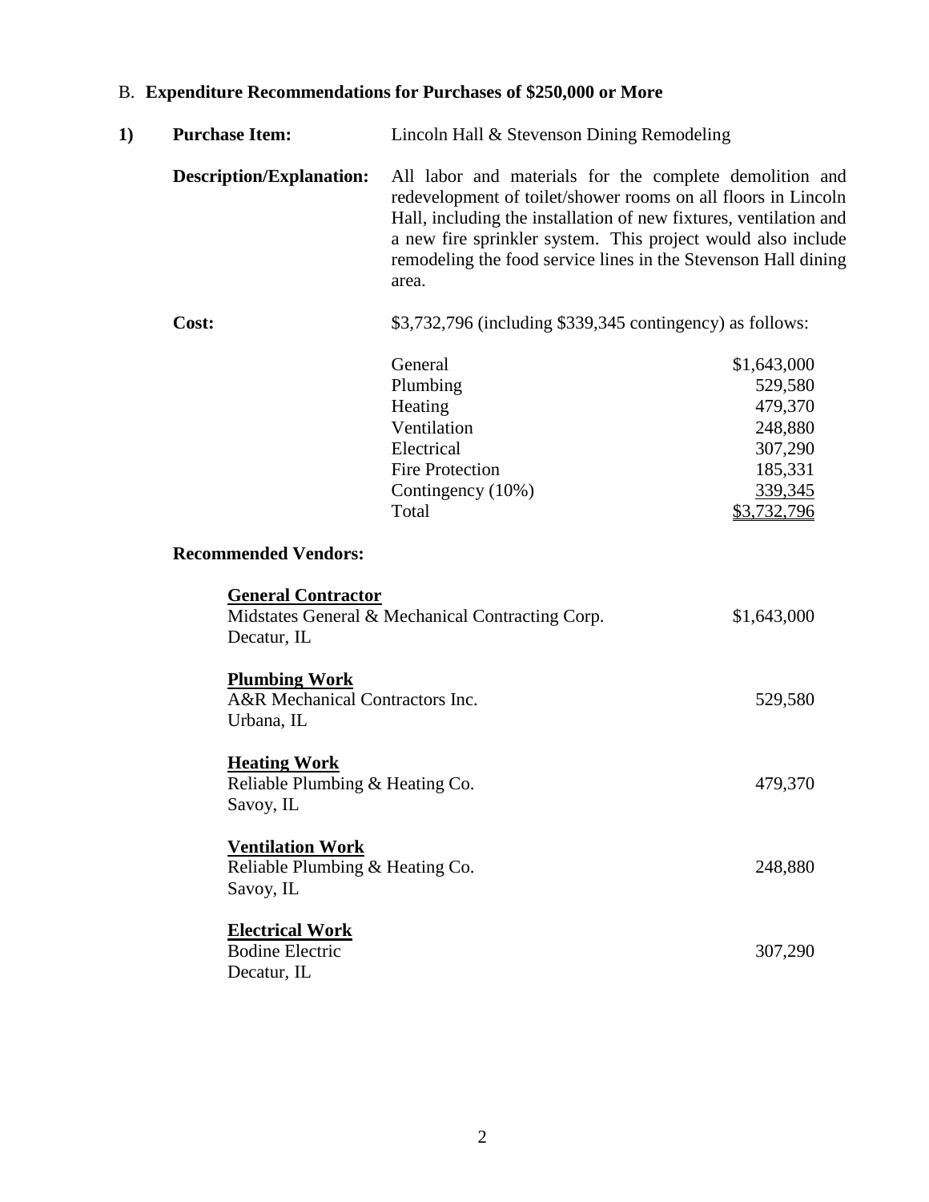## B. Expenditure Recommendations for Purchases of $250,000 or More

**1) Purchase Item:** Lincoln Hall & Stevenson Dining Remodeling

**Description/Explanation:** All labor and materials for the complete demolition and redevelopment of toilet/shower rooms on all floors in Lincoln Hall, including the installation of new fixtures, ventilation and a new fire sprinkler system. This project would also include remodeling the food service lines in the Stevenson Hall dining area.

**Cost:** $3,732,796 (including $339,345 contingency) as follows:

| | |
|---|---|
| General | $1,643,000 |
| Plumbing | 529,580 |
| Heating | 479,370 |
| Ventilation | 248,880 |
| Electrical | 307,290 |
| Fire Protection | 185,331 |
| Contingency (10%) | 339,345 |
| Total | $3,732,796 |

**Recommended Vendors:**

**General Contractor**
Midstates General & Mechanical Contracting Corp. — $1,643,000
Decatur, IL

**Plumbing Work**
A&R Mechanical Contractors Inc. — 529,580
Urbana, IL

**Heating Work**
Reliable Plumbing & Heating Co. — 479,370
Savoy, IL

**Ventilation Work**
Reliable Plumbing & Heating Co. — 248,880
Savoy, IL

**Electrical Work**
Bodine Electric — 307,290
Decatur, IL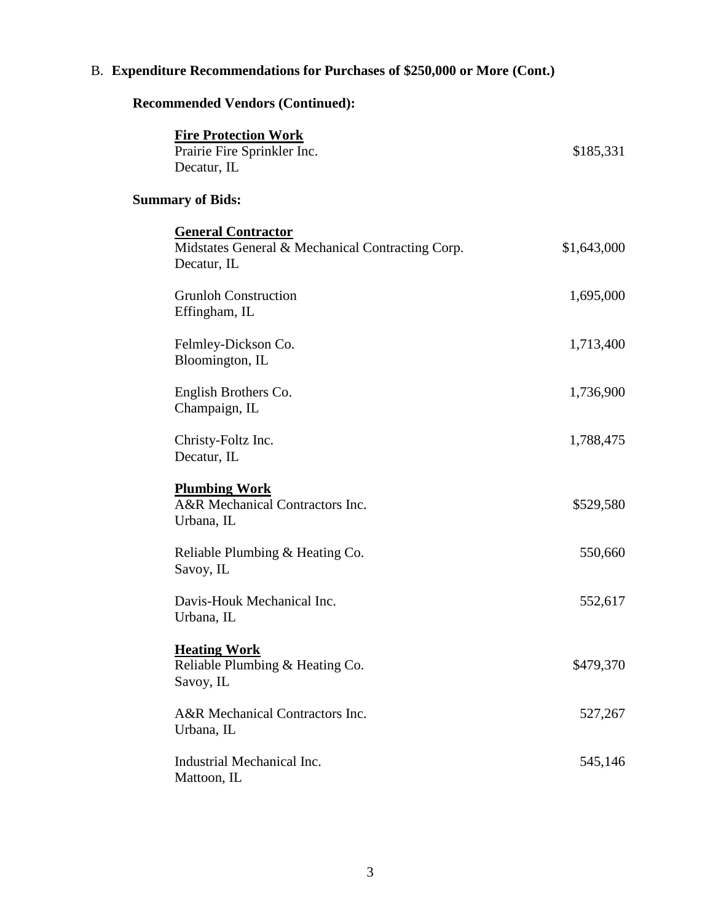B. **Expenditure Recommendations for Purchases of $250,000 or More (Cont.)**

**Recommended Vendors (Continued):**

| | |
|---|---|
| **<u>Fire Protection Work</u>** | |
| Prairie Fire Sprinkler Inc.<br>Decatur, IL | $185,331 |

**Summary of Bids:**

| | |
|---|---|
| **<u>General Contractor</u>** | |
| Midstates General & Mechanical Contracting Corp.<br>Decatur, IL | $1,643,000 |
| Grunloh Construction<br>Effingham, IL | 1,695,000 |
| Felmley-Dickson Co.<br>Bloomington, IL | 1,713,400 |
| English Brothers Co.<br>Champaign, IL | 1,736,900 |
| Christy-Foltz Inc.<br>Decatur, IL | 1,788,475 |
| **<u>Plumbing Work</u>** | |
| A&R Mechanical Contractors Inc.<br>Urbana, IL | $529,580 |
| Reliable Plumbing & Heating Co.<br>Savoy, IL | 550,660 |
| Davis-Houk Mechanical Inc.<br>Urbana, IL | 552,617 |
| **<u>Heating Work</u>** | |
| Reliable Plumbing & Heating Co.<br>Savoy, IL | $479,370 |
| A&R Mechanical Contractors Inc.<br>Urbana, IL | 527,267 |
| Industrial Mechanical Inc.<br>Mattoon, IL | 545,146 |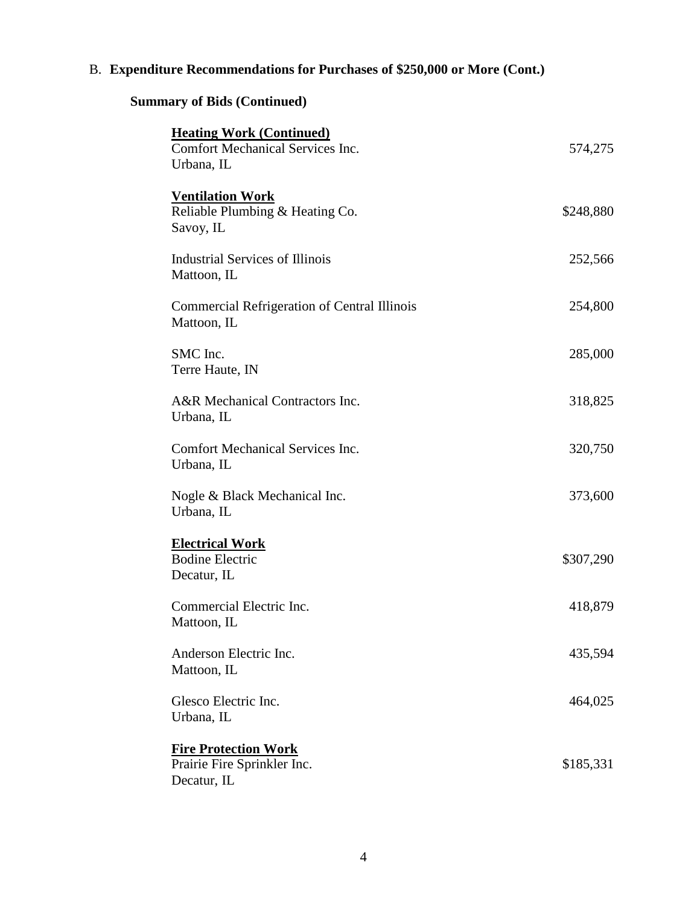B. **Expenditure Recommendations for Purchases of $250,000 or More (Cont.)**

**Summary of Bids (Continued)**

| | |
|---|---|
| **Heating Work (Continued)** | |
| Comfort Mechanical Services Inc.<br>Urbana, IL | 574,275 |
| **Ventilation Work** | |
| Reliable Plumbing & Heating Co.<br>Savoy, IL | $248,880 |
| Industrial Services of Illinois<br>Mattoon, IL | 252,566 |
| Commercial Refrigeration of Central Illinois<br>Mattoon, IL | 254,800 |
| SMC Inc.<br>Terre Haute, IN | 285,000 |
| A&R Mechanical Contractors Inc.<br>Urbana, IL | 318,825 |
| Comfort Mechanical Services Inc.<br>Urbana, IL | 320,750 |
| Nogle & Black Mechanical Inc.<br>Urbana, IL | 373,600 |
| **Electrical Work** | |
| Bodine Electric<br>Decatur, IL | $307,290 |
| Commercial Electric Inc.<br>Mattoon, IL | 418,879 |
| Anderson Electric Inc.<br>Mattoon, IL | 435,594 |
| Glesco Electric Inc.<br>Urbana, IL | 464,025 |
| **Fire Protection Work** | |
| Prairie Fire Sprinkler Inc.<br>Decatur, IL | $185,331 |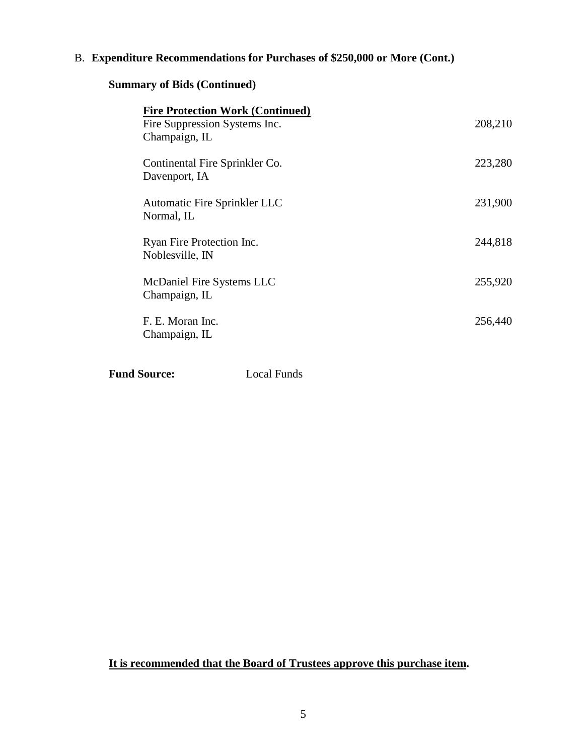B. **Expenditure Recommendations for Purchases of $250,000 or More (Cont.)**

**Summary of Bids (Continued)**

**<u>Fire Protection Work (Continued)</u>**

| | |
|---|---|
| Fire Suppression Systems Inc.<br>Champaign, IL | 208,210 |
| Continental Fire Sprinkler Co.<br>Davenport, IA | 223,280 |
| Automatic Fire Sprinkler LLC<br>Normal, IL | 231,900 |
| Ryan Fire Protection Inc.<br>Noblesville, IN | 244,818 |
| McDaniel Fire Systems LLC<br>Champaign, IL | 255,920 |
| F. E. Moran Inc.<br>Champaign, IL | 256,440 |

**Fund Source:** Local Funds

**<u>It is recommended that the Board of Trustees approve this purchase item</u>.**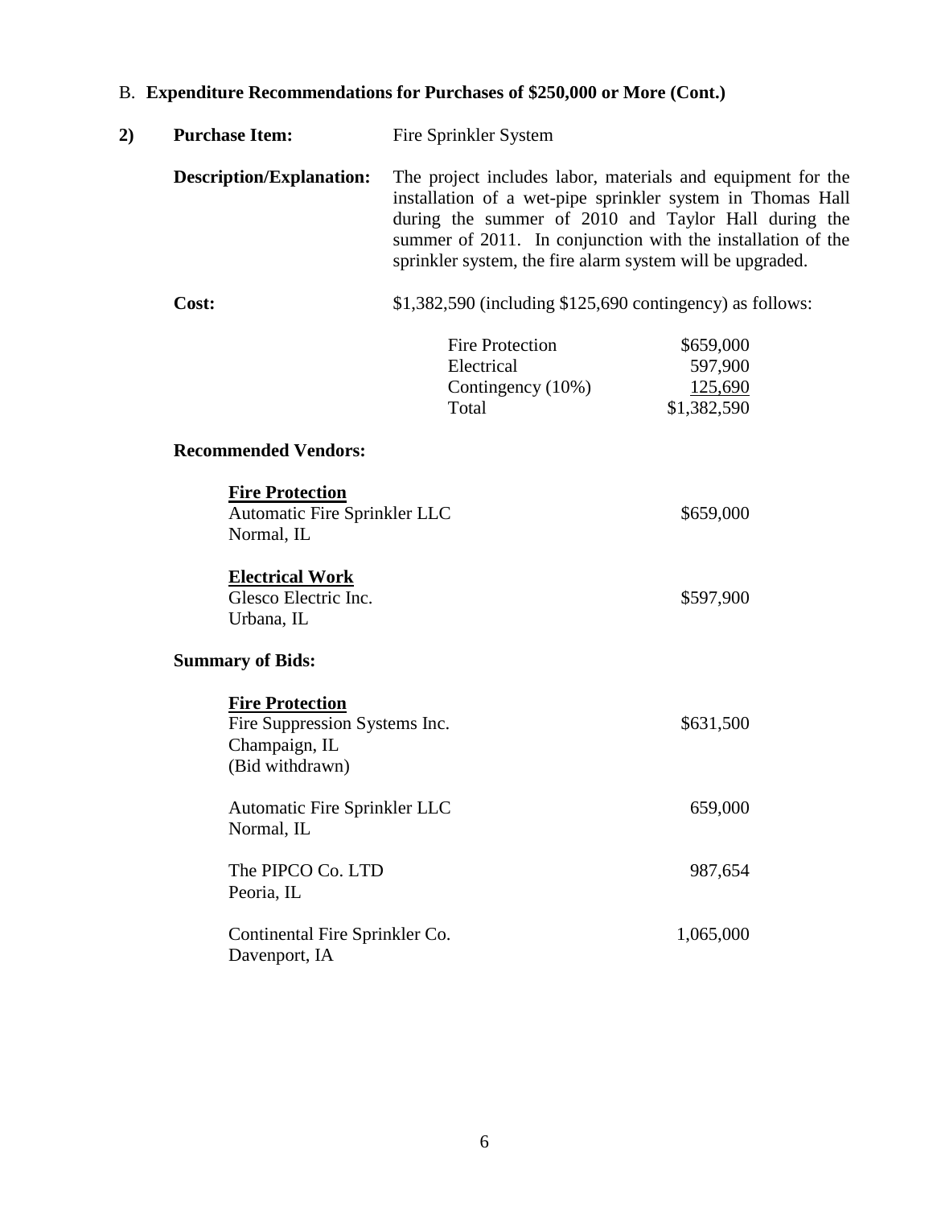## B. **Expenditure Recommendations for Purchases of $250,000 or More (Cont.)**

**2) Purchase Item:** Fire Sprinkler System

**Description/Explanation:** The project includes labor, materials and equipment for the installation of a wet-pipe sprinkler system in Thomas Hall during the summer of 2010 and Taylor Hall during the summer of 2011. In conjunction with the installation of the sprinkler system, the fire alarm system will be upgraded.

**Cost:** $1,382,590 (including $125,690 contingency) as follows:

| | |
|---|---:|
| Fire Protection | $659,000 |
| Electrical | 597,900 |
| Contingency (10%) | 125,690 |
| Total | $1,382,590 |

**Recommended Vendors:**

**Fire Protection**

| | |
|---|---:|
| Automatic Fire Sprinkler LLC<br>Normal, IL | $659,000 |

**Electrical Work**

| | |
|---|---:|
| Glesco Electric Inc.<br>Urbana, IL | $597,900 |

**Summary of Bids:**

**Fire Protection**

| | |
|---|---:|
| Fire Suppression Systems Inc.<br>Champaign, IL<br>(Bid withdrawn) | $631,500 |
| Automatic Fire Sprinkler LLC<br>Normal, IL | 659,000 |
| The PIPCO Co. LTD<br>Peoria, IL | 987,654 |
| Continental Fire Sprinkler Co.<br>Davenport, IA | 1,065,000 |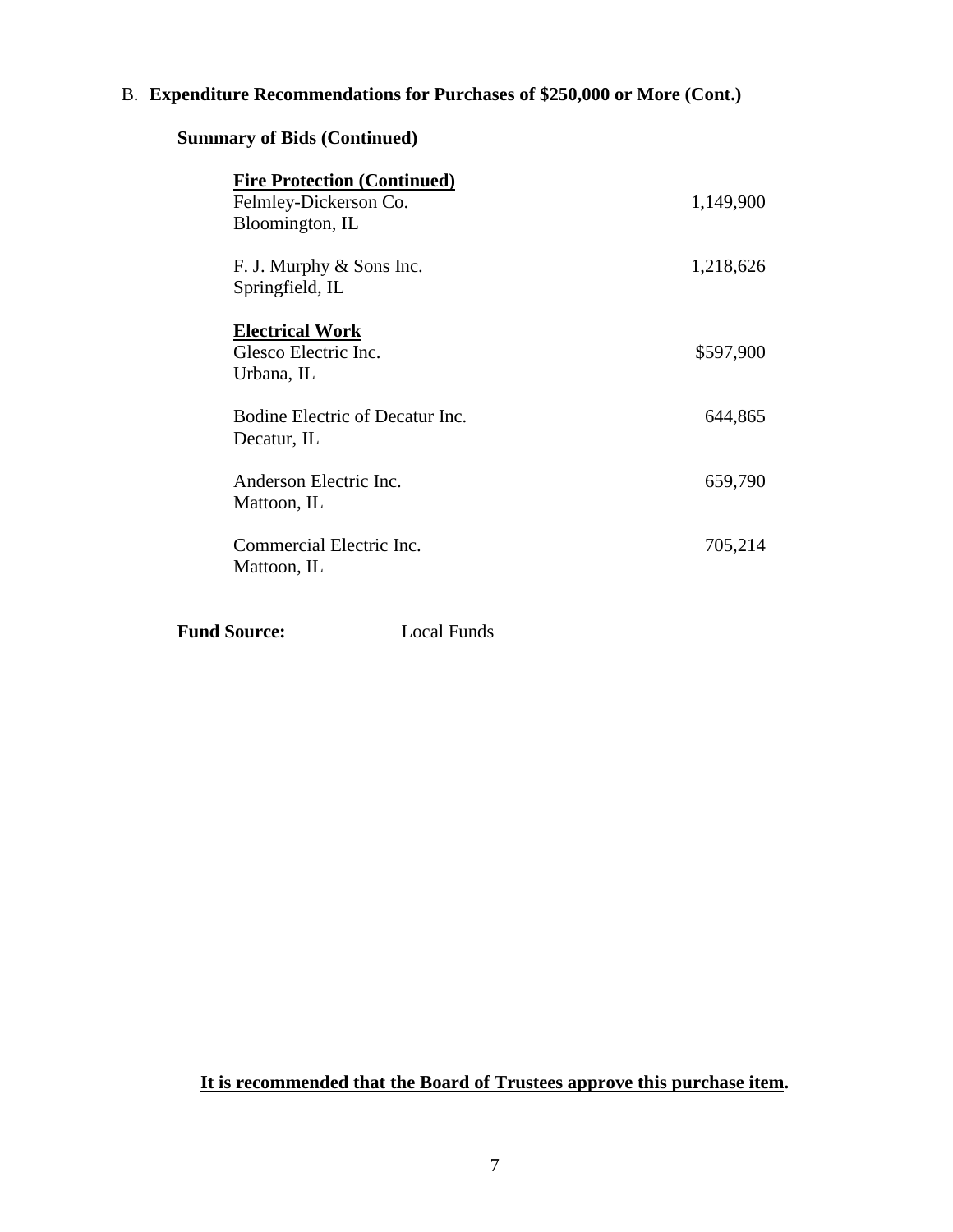B. **Expenditure Recommendations for Purchases of $250,000 or More (Cont.)**

**Summary of Bids (Continued)**

| | |
|---|---|
| **<u>Fire Protection (Continued)</u>** | |
| Felmley-Dickerson Co.<br>Bloomington, IL | 1,149,900 |
| F. J. Murphy & Sons Inc.<br>Springfield, IL | 1,218,626 |
| **<u>Electrical Work</u>** | |
| Glesco Electric Inc.<br>Urbana, IL | $597,900 |
| Bodine Electric of Decatur Inc.<br>Decatur, IL | 644,865 |
| Anderson Electric Inc.<br>Mattoon, IL | 659,790 |
| Commercial Electric Inc.<br>Mattoon, IL | 705,214 |

**Fund Source:** Local Funds

**<u>It is recommended that the Board of Trustees approve this purchase item</u>.**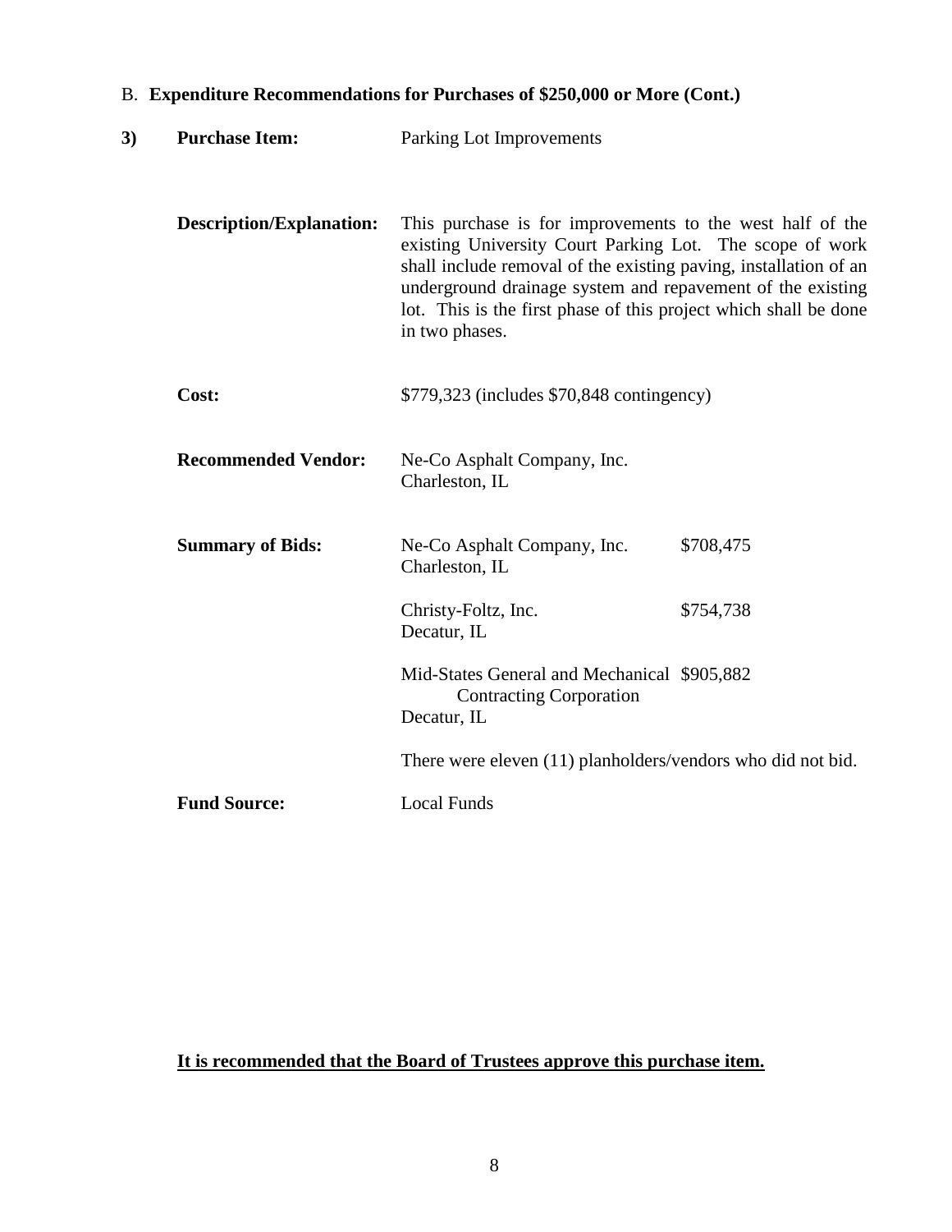## B. Expenditure Recommendations for Purchases of $250,000 or More (Cont.)

**3) Purchase Item:** Parking Lot Improvements

**Description/Explanation:** This purchase is for improvements to the west half of the existing University Court Parking Lot. The scope of work shall include removal of the existing paving, installation of an underground drainage system and repavement of the existing lot. This is the first phase of this project which shall be done in two phases.

**Cost:** $779,323 (includes $70,848 contingency)

**Recommended Vendor:** Ne-Co Asphalt Company, Inc.
Charleston, IL

**Summary of Bids:**

| Vendor | Bid |
|---|---|
| Ne-Co Asphalt Company, Inc.<br>Charleston, IL | $708,475 |
| Christy-Foltz, Inc.<br>Decatur, IL | $754,738 |
| Mid-States General and Mechanical Contracting Corporation<br>Decatur, IL | $905,882 |

There were eleven (11) planholders/vendors who did not bid.

**Fund Source:** Local Funds

**<u>It is recommended that the Board of Trustees approve this purchase item.</u>**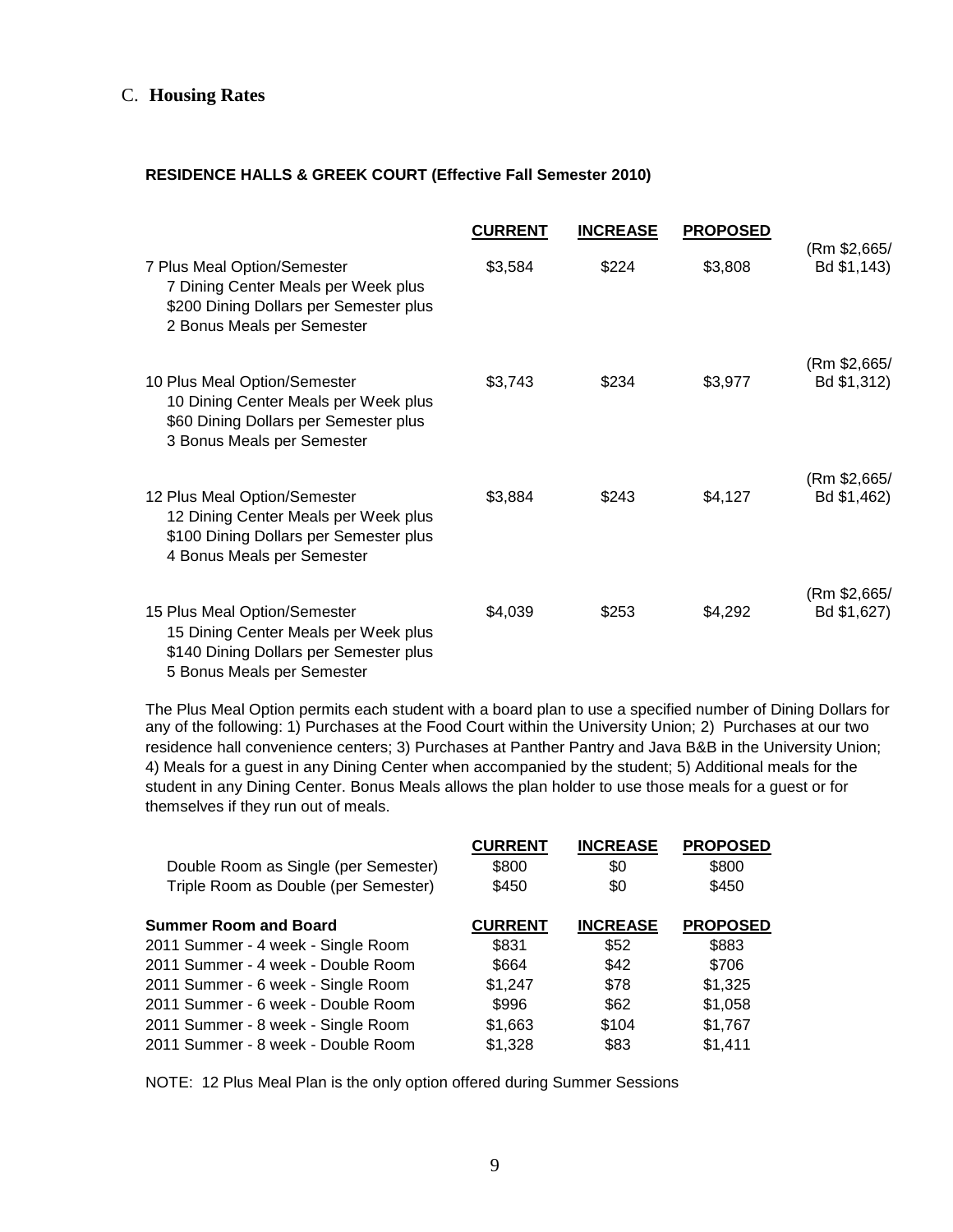## C. **Housing Rates**

**RESIDENCE HALLS & GREEK COURT (Effective Fall Semester 2010)**

| | CURRENT | INCREASE | PROPOSED | |
|---|---|---|---|---|
| 7 Plus Meal Option/Semester<br>7 Dining Center Meals per Week plus<br>$200 Dining Dollars per Semester plus<br>2 Bonus Meals per Semester | $3,584 | $224 | $3,808 | (Rm $2,665/ Bd $1,143) |
| 10 Plus Meal Option/Semester<br>10 Dining Center Meals per Week plus<br>$60 Dining Dollars per Semester plus<br>3 Bonus Meals per Semester | $3,743 | $234 | $3,977 | (Rm $2,665/ Bd $1,312) |
| 12 Plus Meal Option/Semester<br>12 Dining Center Meals per Week plus<br>$100 Dining Dollars per Semester plus<br>4 Bonus Meals per Semester | $3,884 | $243 | $4,127 | (Rm $2,665/ Bd $1,462) |
| 15 Plus Meal Option/Semester<br>15 Dining Center Meals per Week plus<br>$140 Dining Dollars per Semester plus<br>5 Bonus Meals per Semester | $4,039 | $253 | $4,292 | (Rm $2,665/ Bd $1,627) |

The Plus Meal Option permits each student with a board plan to use a specified number of Dining Dollars for any of the following: 1) Purchases at the Food Court within the University Union; 2) Purchases at our two residence hall convenience centers; 3) Purchases at Panther Pantry and Java B&B in the University Union; 4) Meals for a guest in any Dining Center when accompanied by the student; 5) Additional meals for the student in any Dining Center. Bonus Meals allows the plan holder to use those meals for a guest or for themselves if they run out of meals.

| | CURRENT | INCREASE | PROPOSED |
|---|---|---|---|
| Double Room as Single (per Semester) | $800 | $0 | $800 |
| Triple Room as Double (per Semester) | $450 | $0 | $450 |

| Summer Room and Board | CURRENT | INCREASE | PROPOSED |
|---|---|---|---|
| 2011 Summer - 4 week - Single Room | $831 | $52 | $883 |
| 2011 Summer - 4 week - Double Room | $664 | $42 | $706 |
| 2011 Summer - 6 week - Single Room | $1,247 | $78 | $1,325 |
| 2011 Summer - 6 week - Double Room | $996 | $62 | $1,058 |
| 2011 Summer - 8 week - Single Room | $1,663 | $104 | $1,767 |
| 2011 Summer - 8 week - Double Room | $1,328 | $83 | $1,411 |

NOTE: 12 Plus Meal Plan is the only option offered during Summer Sessions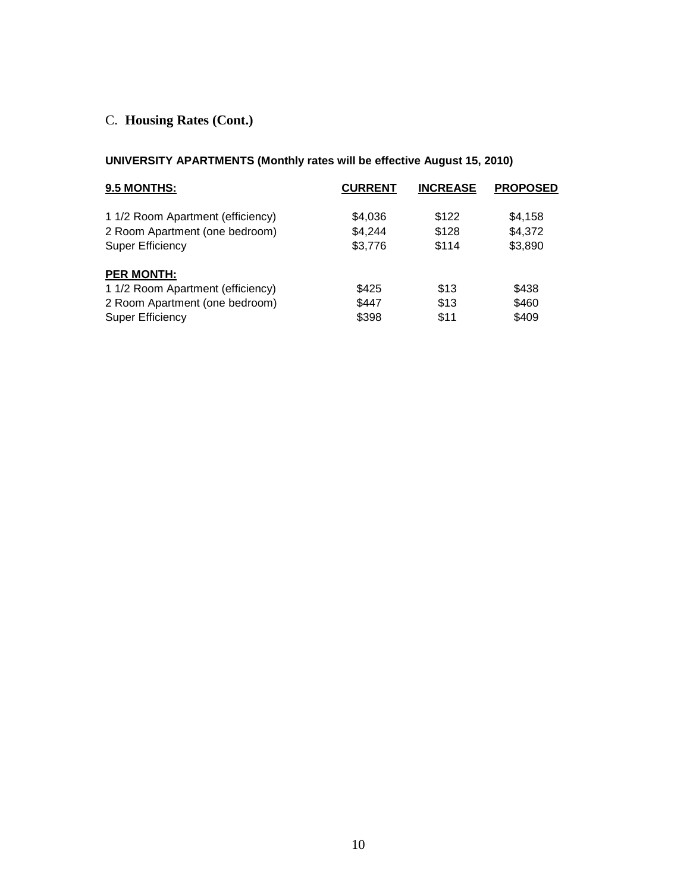## C. **Housing Rates (Cont.)**

**UNIVERSITY APARTMENTS (Monthly rates will be effective August 15, 2010)**

| **9.5 MONTHS:** | **CURRENT** | **INCREASE** | **PROPOSED** |
|---|---|---|---|
| 1 1/2 Room Apartment (efficiency) | $4,036 | $122 | $4,158 |
| 2 Room Apartment (one bedroom) | $4,244 | $128 | $4,372 |
| Super Efficiency | $3,776 | $114 | $3,890 |
| **PER MONTH:** | | | |
| 1 1/2 Room Apartment (efficiency) | $425 | $13 | $438 |
| 2 Room Apartment (one bedroom) | $447 | $13 | $460 |
| Super Efficiency | $398 | $11 | $409 |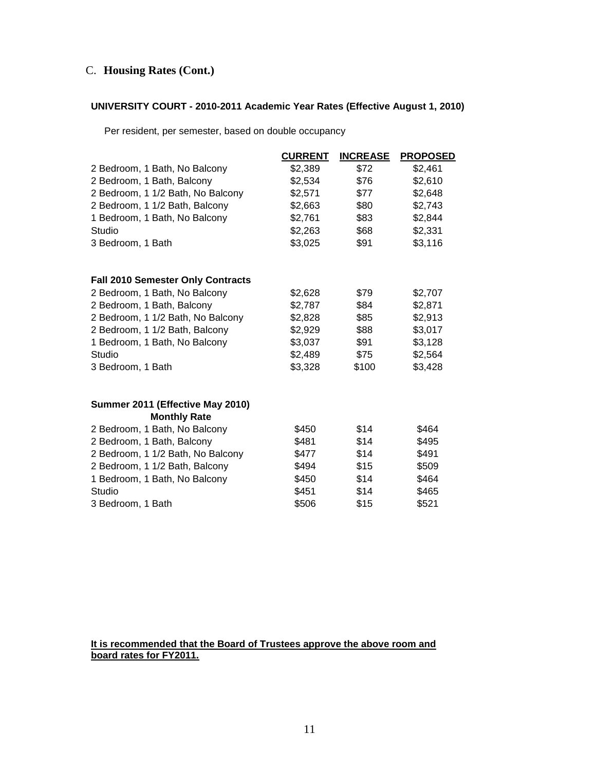## C. **Housing Rates (Cont.)**

**UNIVERSITY COURT - 2010-2011 Academic Year Rates (Effective August 1, 2010)**

Per resident, per semester, based on double occupancy

| | CURRENT | INCREASE | PROPOSED |
|---|---|---|---|
| 2 Bedroom, 1 Bath, No Balcony | $2,389 | $72 | $2,461 |
| 2 Bedroom, 1 Bath, Balcony | $2,534 | $76 | $2,610 |
| 2 Bedroom, 1 1/2 Bath, No Balcony | $2,571 | $77 | $2,648 |
| 2 Bedroom, 1 1/2 Bath, Balcony | $2,663 | $80 | $2,743 |
| 1 Bedroom, 1 Bath, No Balcony | $2,761 | $83 | $2,844 |
| Studio | $2,263 | $68 | $2,331 |
| 3 Bedroom, 1 Bath | $3,025 | $91 | $3,116 |
| **Fall 2010 Semester Only Contracts** | | | |
| 2 Bedroom, 1 Bath, No Balcony | $2,628 | $79 | $2,707 |
| 2 Bedroom, 1 Bath, Balcony | $2,787 | $84 | $2,871 |
| 2 Bedroom, 1 1/2 Bath, No Balcony | $2,828 | $85 | $2,913 |
| 2 Bedroom, 1 1/2 Bath, Balcony | $2,929 | $88 | $3,017 |
| 1 Bedroom, 1 Bath, No Balcony | $3,037 | $91 | $3,128 |
| Studio | $2,489 | $75 | $2,564 |
| 3 Bedroom, 1 Bath | $3,328 | $100 | $3,428 |
| **Summer 2011 (Effective May 2010) Monthly Rate** | | | |
| 2 Bedroom, 1 Bath, No Balcony | $450 | $14 | $464 |
| 2 Bedroom, 1 Bath, Balcony | $481 | $14 | $495 |
| 2 Bedroom, 1 1/2 Bath, No Balcony | $477 | $14 | $491 |
| 2 Bedroom, 1 1/2 Bath, Balcony | $494 | $15 | $509 |
| 1 Bedroom, 1 Bath, No Balcony | $450 | $14 | $464 |
| Studio | $451 | $14 | $465 |
| 3 Bedroom, 1 Bath | $506 | $15 | $521 |

**It is recommended that the Board of Trustees approve the above room and board rates for FY2011.**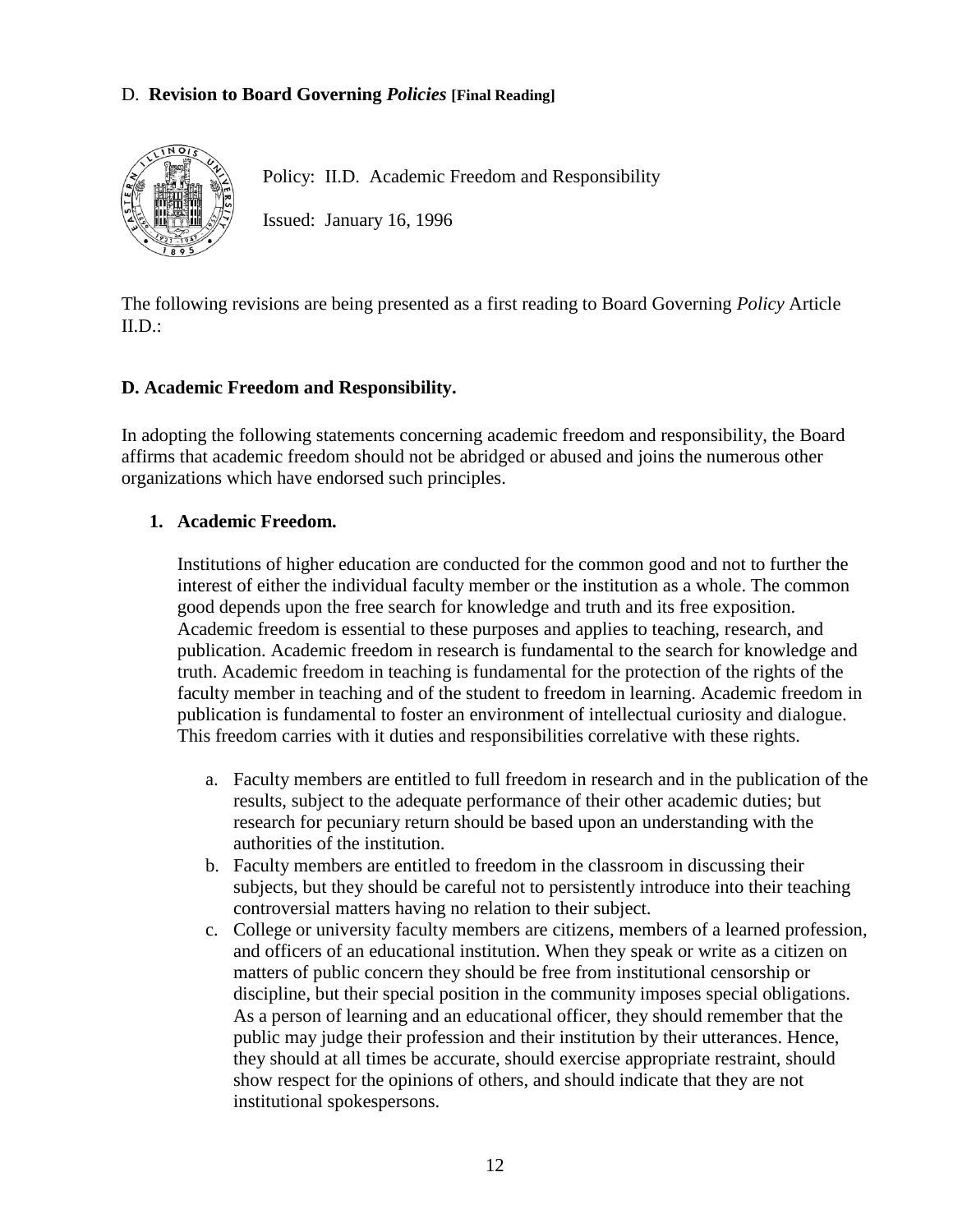D. **Revision to Board Governing *Policies* [Final Reading]**

Policy: II.D. Academic Freedom and Responsibility

Issued: January 16, 1996

The following revisions are being presented as a first reading to Board Governing *Policy* Article II.D.:

**D. Academic Freedom and Responsibility.**

In adopting the following statements concerning academic freedom and responsibility, the Board affirms that academic freedom should not be abridged or abused and joins the numerous other organizations which have endorsed such principles.

1. **Academic Freedom.**

   Institutions of higher education are conducted for the common good and not to further the interest of either the individual faculty member or the institution as a whole. The common good depends upon the free search for knowledge and truth and its free exposition. Academic freedom is essential to these purposes and applies to teaching, research, and publication. Academic freedom in research is fundamental to the search for knowledge and truth. Academic freedom in teaching is fundamental for the protection of the rights of the faculty member in teaching and of the student to freedom in learning. Academic freedom in publication is fundamental to foster an environment of intellectual curiosity and dialogue. This freedom carries with it duties and responsibilities correlative with these rights.

   a. Faculty members are entitled to full freedom in research and in the publication of the results, subject to the adequate performance of their other academic duties; but research for pecuniary return should be based upon an understanding with the authorities of the institution.
   b. Faculty members are entitled to freedom in the classroom in discussing their subjects, but they should be careful not to persistently introduce into their teaching controversial matters having no relation to their subject.
   c. College or university faculty members are citizens, members of a learned profession, and officers of an educational institution. When they speak or write as a citizen on matters of public concern they should be free from institutional censorship or discipline, but their special position in the community imposes special obligations. As a person of learning and an educational officer, they should remember that the public may judge their profession and their institution by their utterances. Hence, they should at all times be accurate, should exercise appropriate restraint, should show respect for the opinions of others, and should indicate that they are not institutional spokespersons.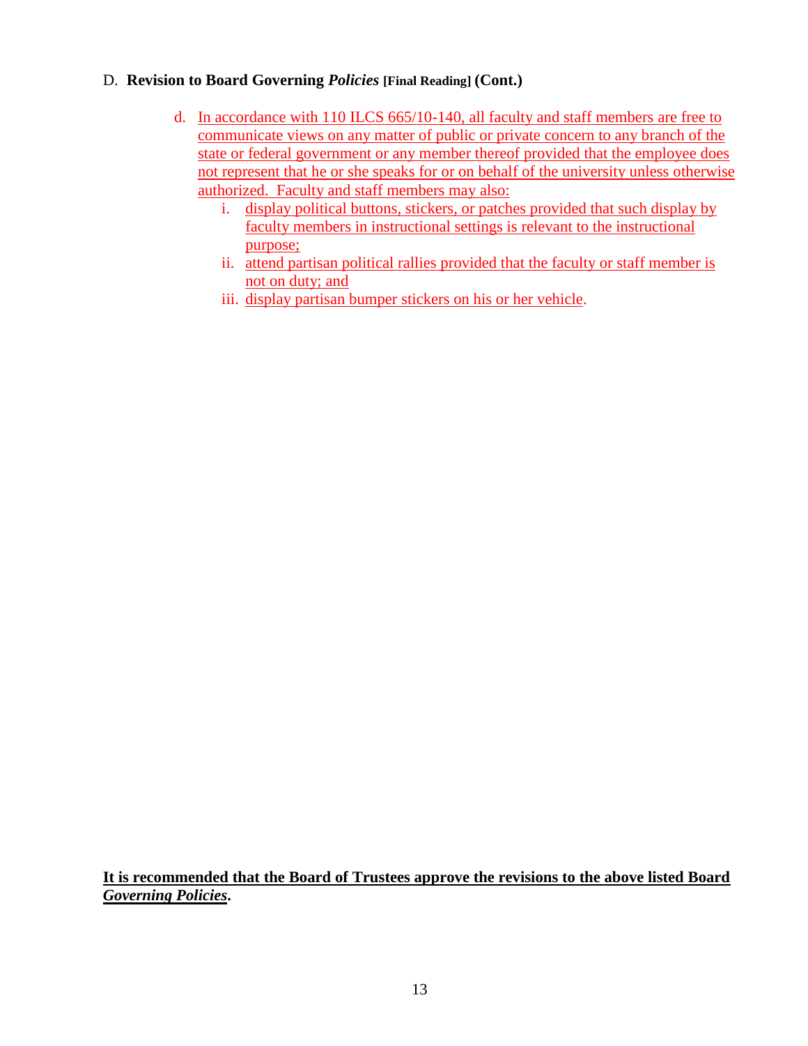D. **Revision to Board Governing *Policies* [Final Reading] (Cont.)**

d. In accordance with 110 ILCS 665/10-140, all faculty and staff members are free to communicate views on any matter of public or private concern to any branch of the state or federal government or any member thereof provided that the employee does not represent that he or she speaks for or on behalf of the university unless otherwise authorized. Faculty and staff members may also:

   i. display political buttons, stickers, or patches provided that such display by faculty members in instructional settings is relevant to the instructional purpose;

   ii. attend partisan political rallies provided that the faculty or staff member is not on duty; and

   iii. display partisan bumper stickers on his or her vehicle.

**It is recommended that the Board of Trustees approve the revisions to the above listed Board *Governing Policies*.**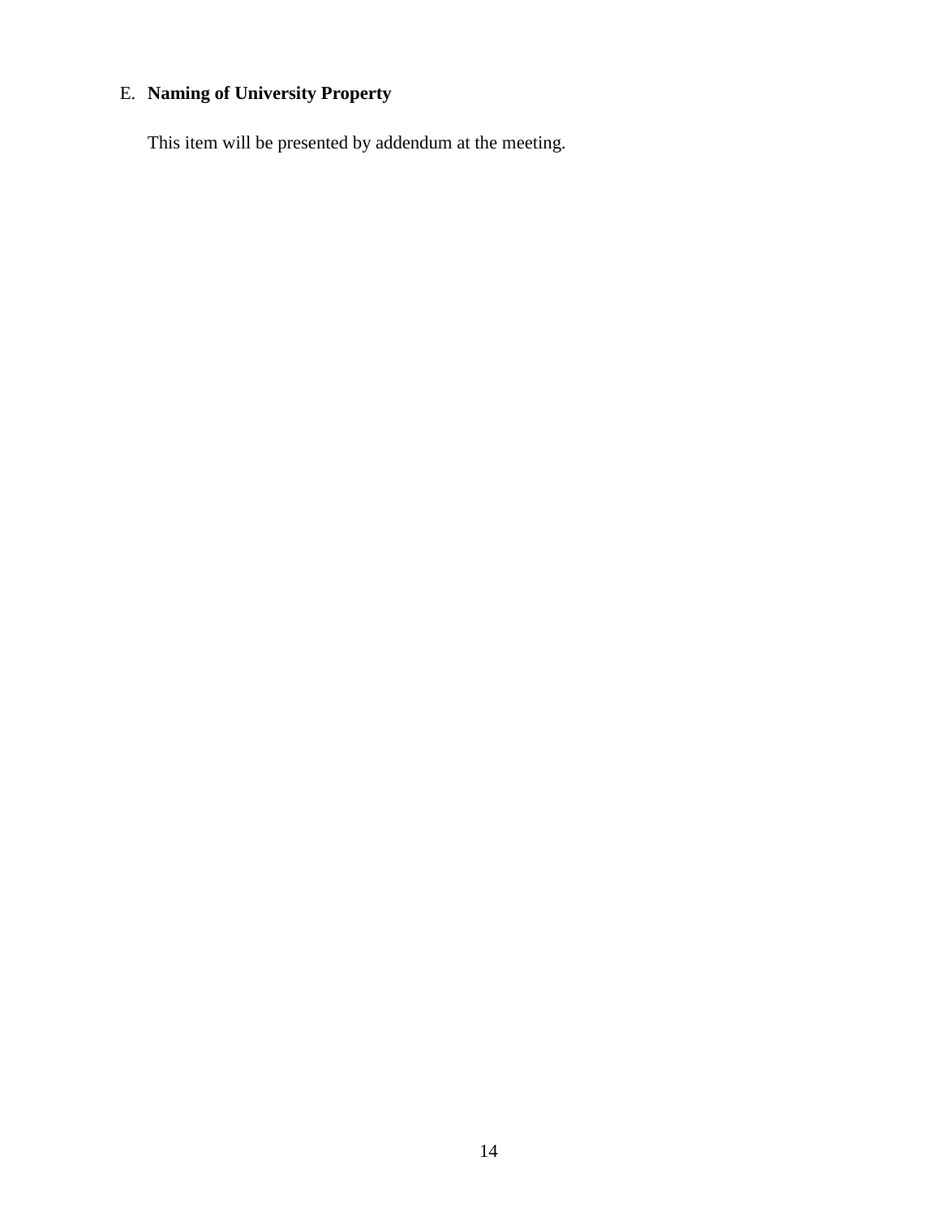E. **Naming of University Property**

This item will be presented by addendum at the meeting.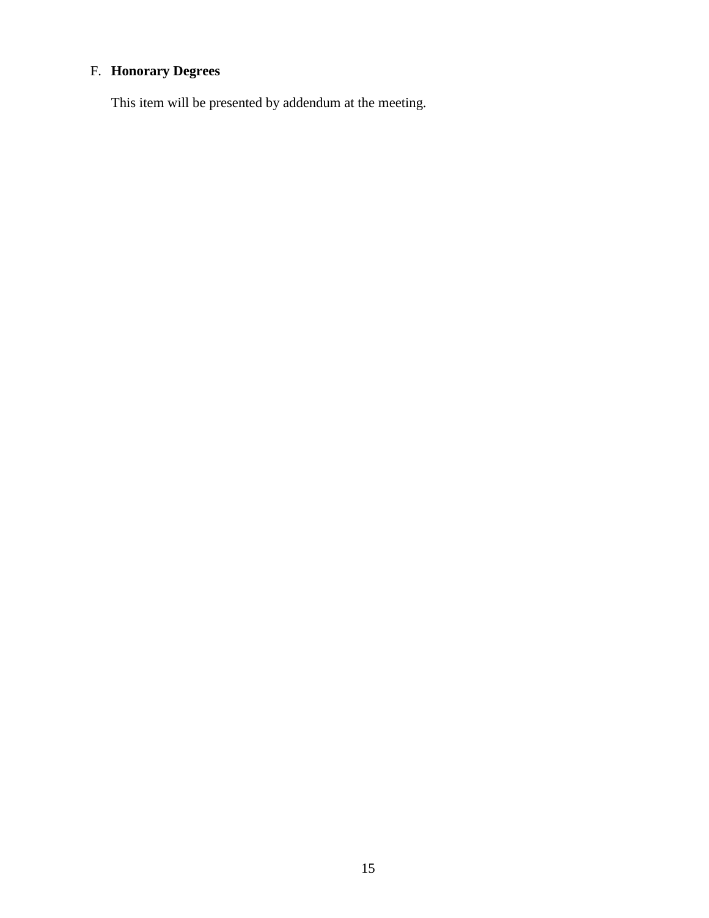F. **Honorary Degrees**

This item will be presented by addendum at the meeting.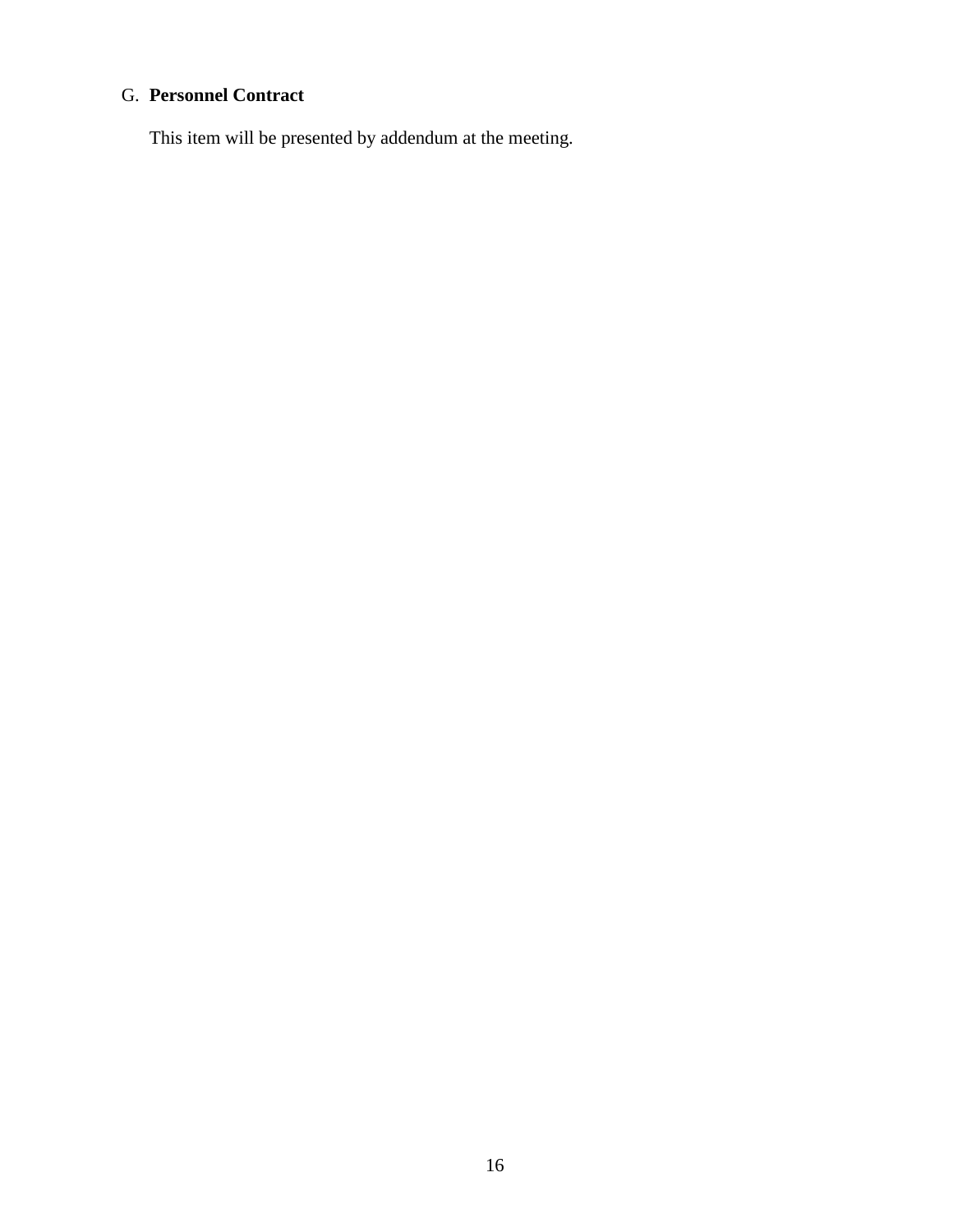G. **Personnel Contract**

This item will be presented by addendum at the meeting.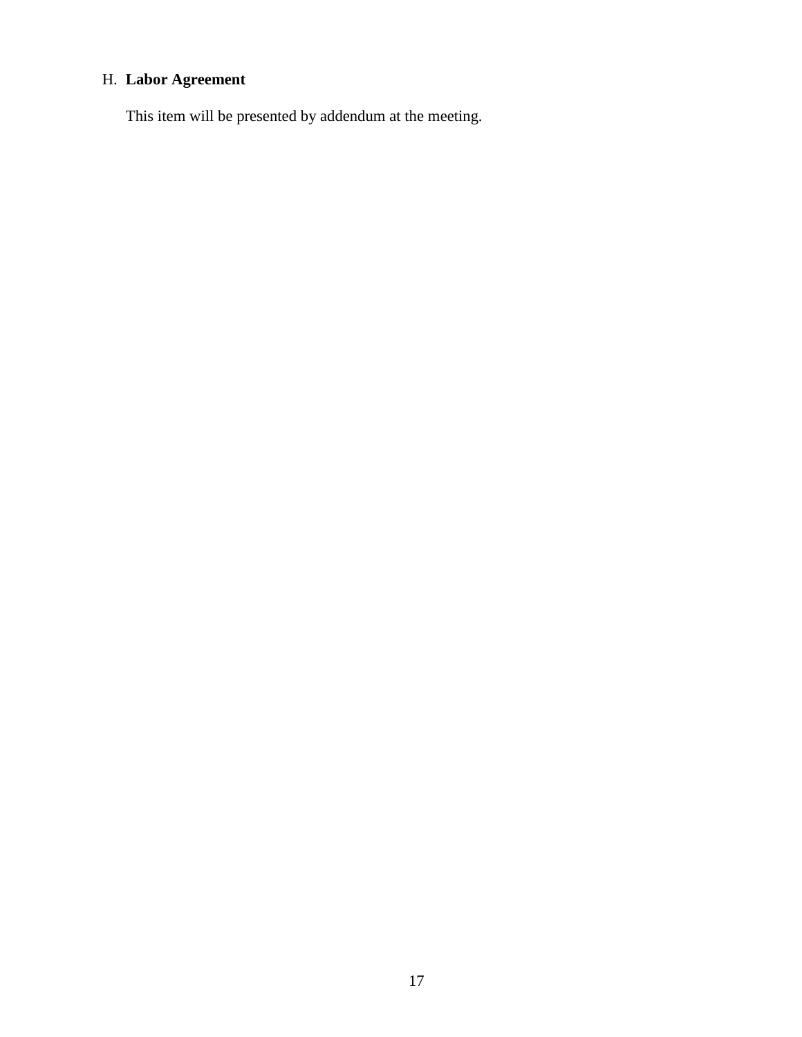H. **Labor Agreement**

This item will be presented by addendum at the meeting.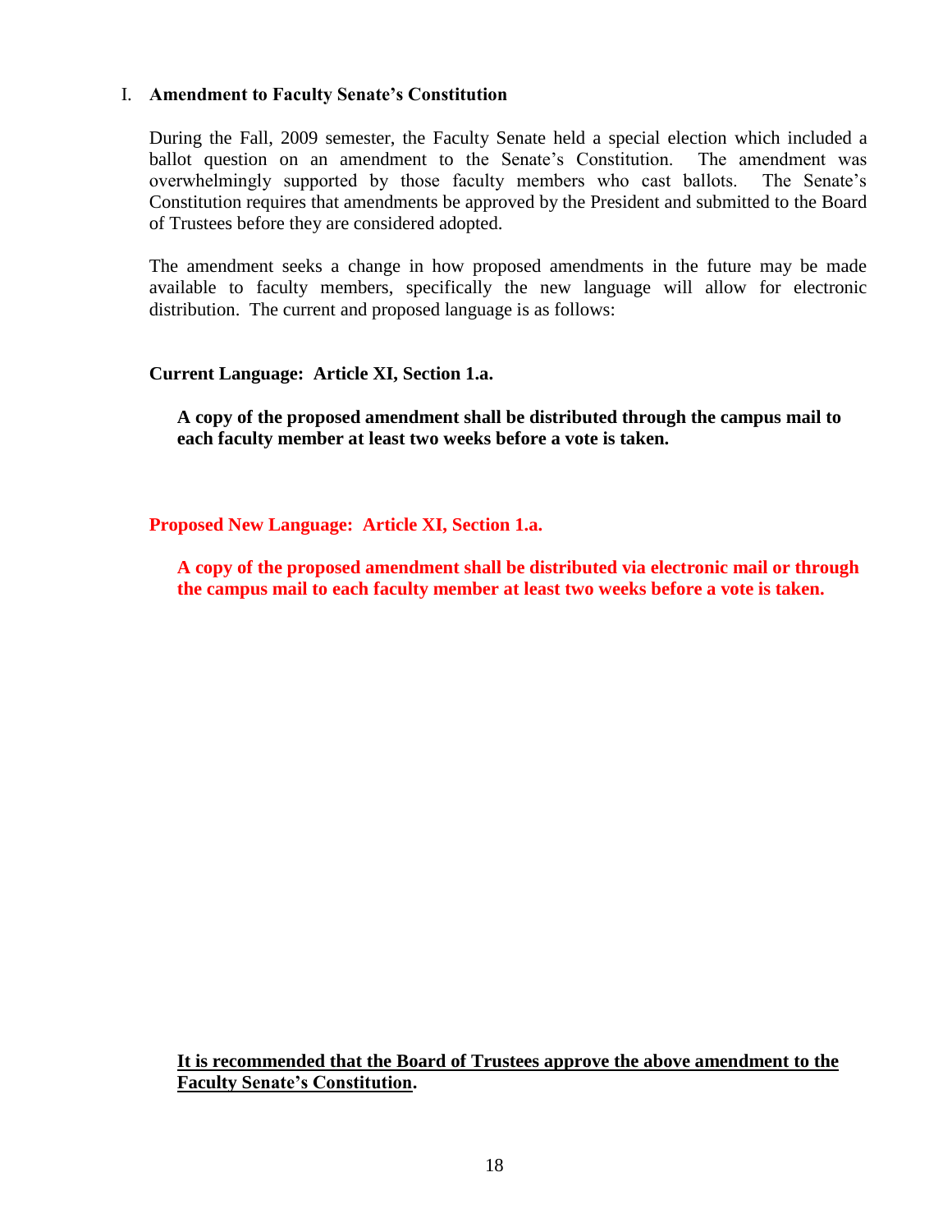## I. Amendment to Faculty Senate's Constitution

During the Fall, 2009 semester, the Faculty Senate held a special election which included a ballot question on an amendment to the Senate's Constitution. The amendment was overwhelmingly supported by those faculty members who cast ballots. The Senate's Constitution requires that amendments be approved by the President and submitted to the Board of Trustees before they are considered adopted.

The amendment seeks a change in how proposed amendments in the future may be made available to faculty members, specifically the new language will allow for electronic distribution. The current and proposed language is as follows:

**Current Language: Article XI, Section 1.a.**

> **A copy of the proposed amendment shall be distributed through the campus mail to each faculty member at least two weeks before a vote is taken.**

**Proposed New Language: Article XI, Section 1.a.**

> **A copy of the proposed amendment shall be distributed via electronic mail or through the campus mail to each faculty member at least two weeks before a vote is taken.**

**It is recommended that the Board of Trustees approve the above amendment to the Faculty Senate's Constitution.**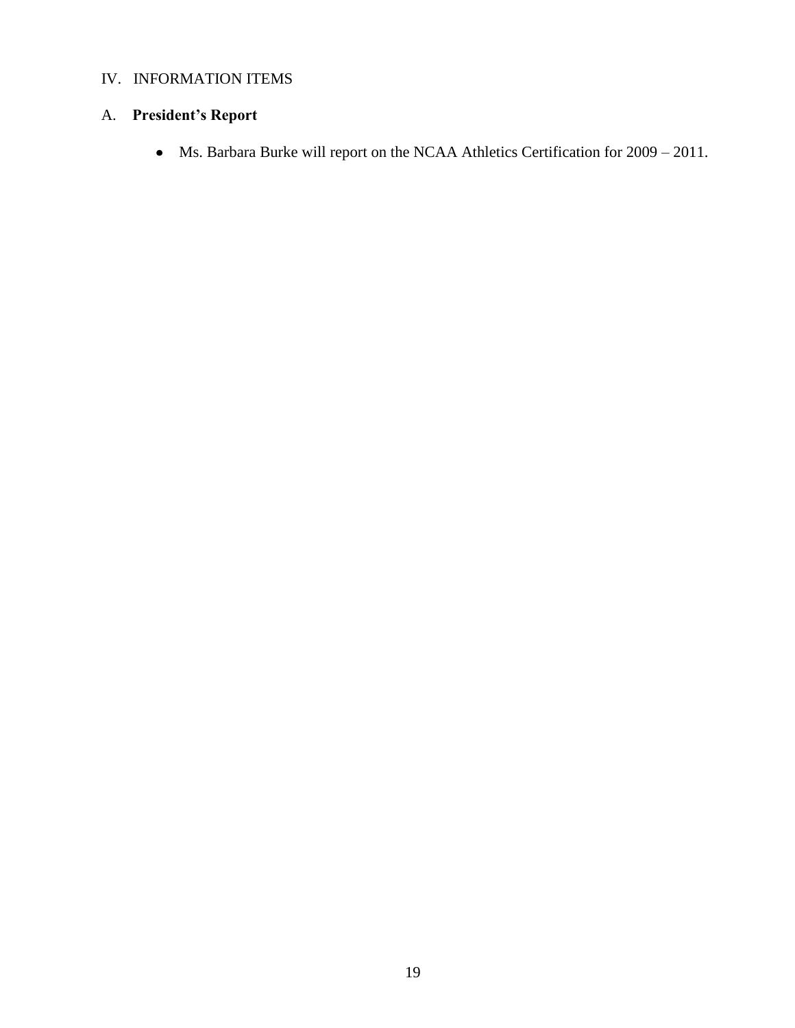IV. INFORMATION ITEMS

A. **President's Report**

- Ms. Barbara Burke will report on the NCAA Athletics Certification for 2009 – 2011.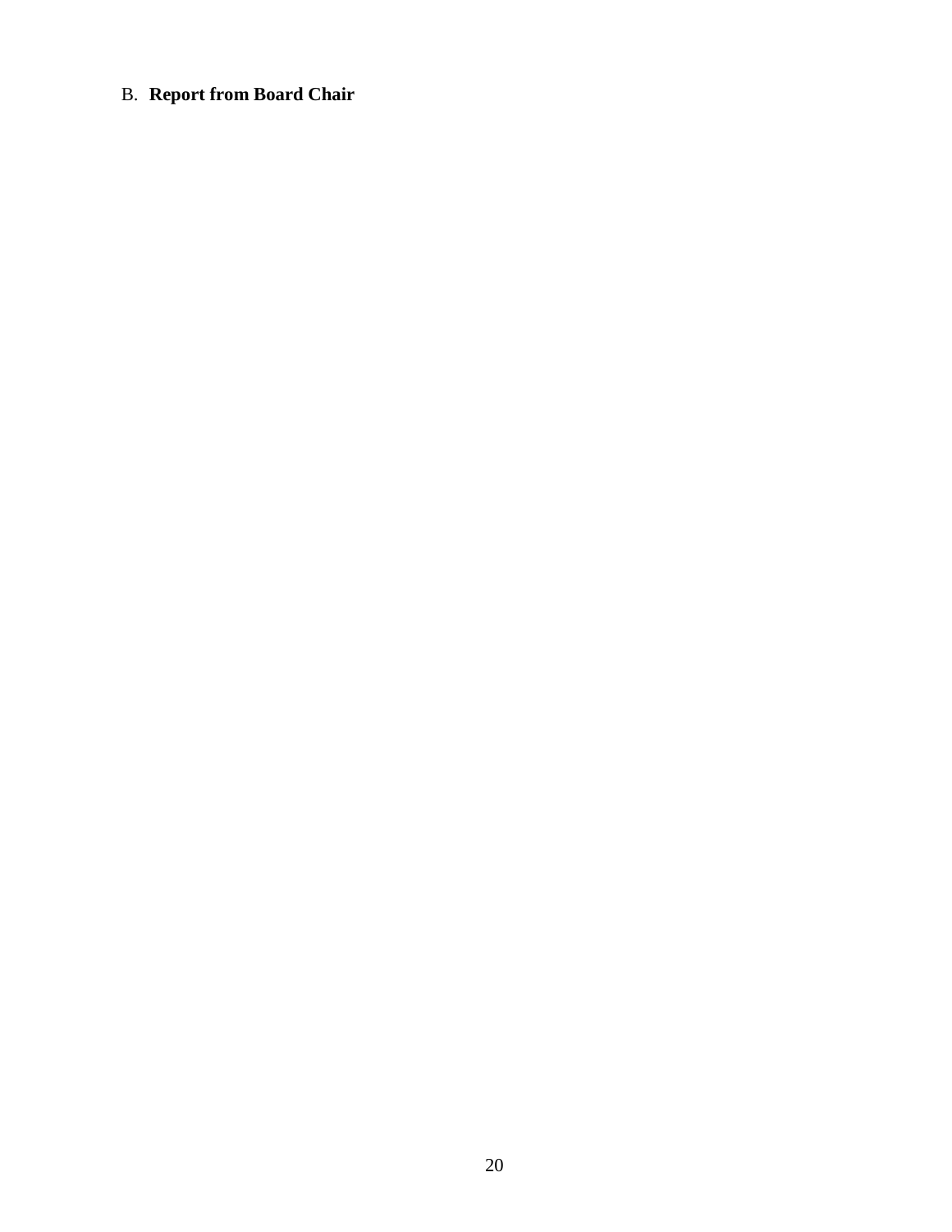B. **Report from Board Chair**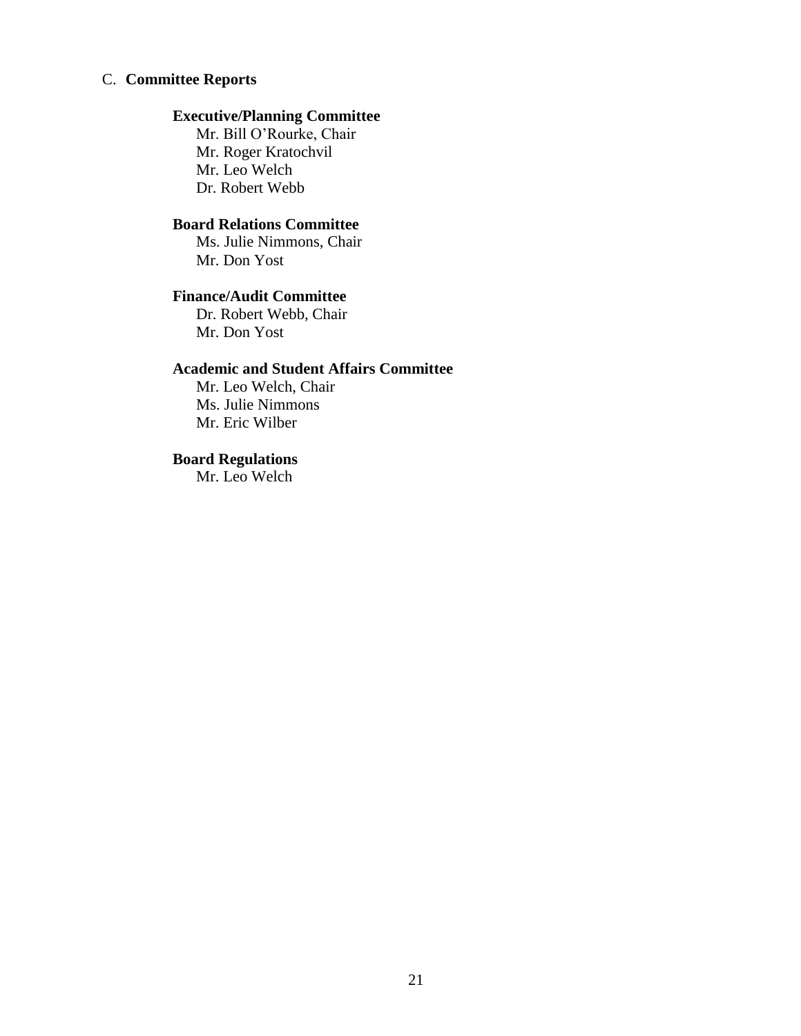## C. **Committee Reports**

### Executive/Planning Committee

Mr. Bill O'Rourke, Chair
Mr. Roger Kratochvil
Mr. Leo Welch
Dr. Robert Webb

### Board Relations Committee

Ms. Julie Nimmons, Chair
Mr. Don Yost

### Finance/Audit Committee

Dr. Robert Webb, Chair
Mr. Don Yost

### Academic and Student Affairs Committee

Mr. Leo Welch, Chair
Ms. Julie Nimmons
Mr. Eric Wilber

### Board Regulations

Mr. Leo Welch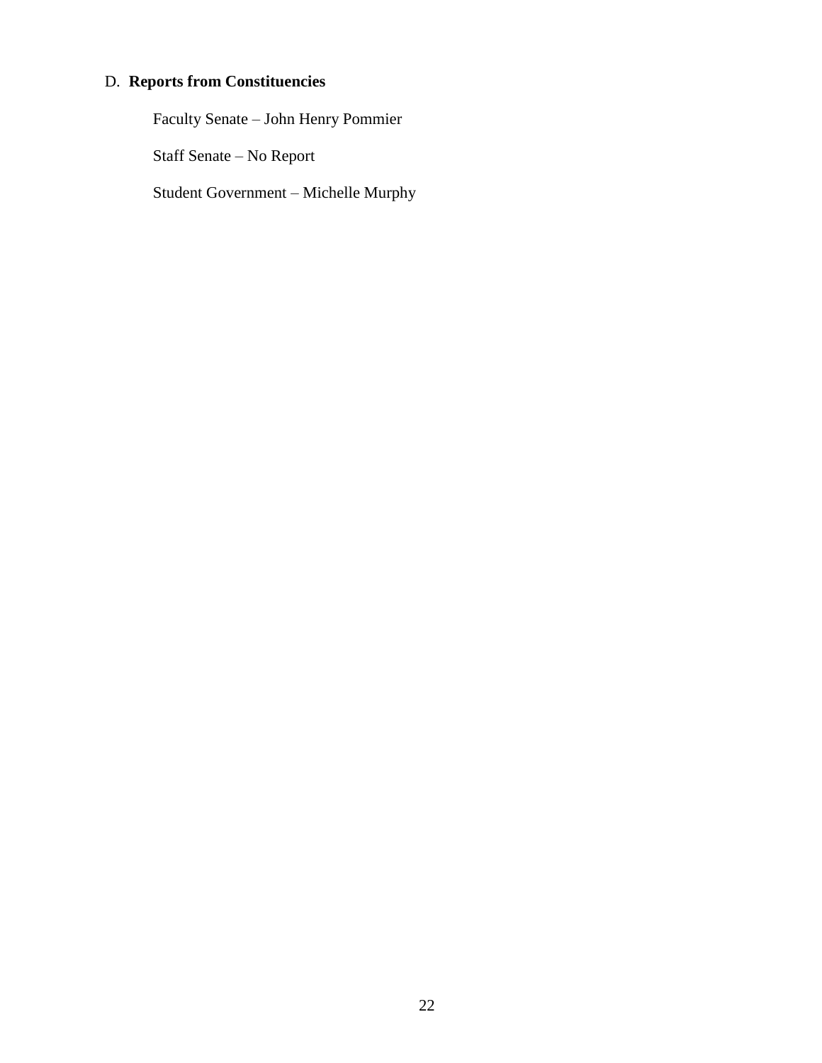## D. **Reports from Constituencies**

Faculty Senate – John Henry Pommier

Staff Senate – No Report

Student Government – Michelle Murphy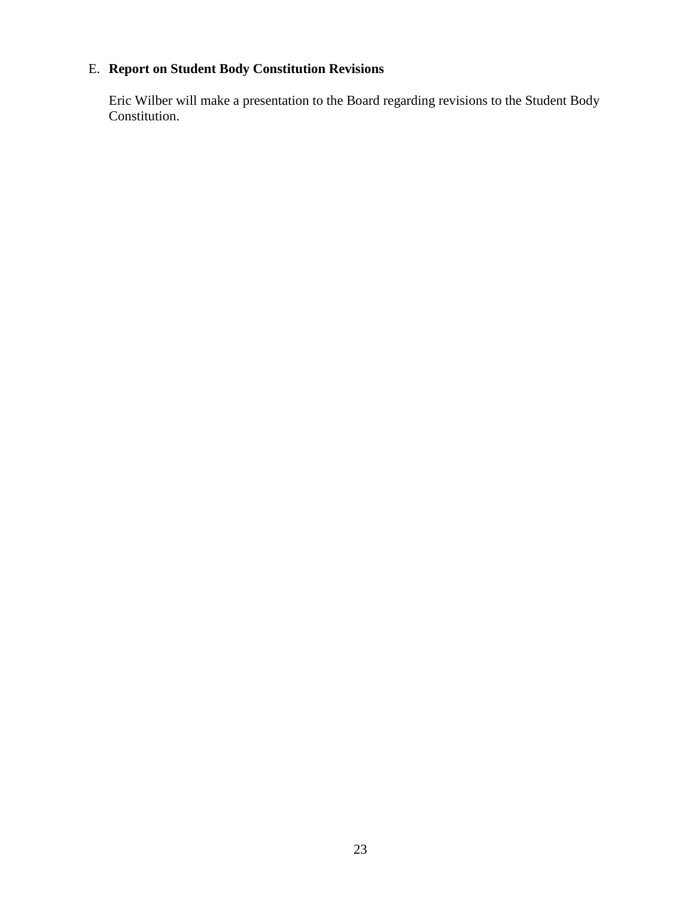E. **Report on Student Body Constitution Revisions**

Eric Wilber will make a presentation to the Board regarding revisions to the Student Body Constitution.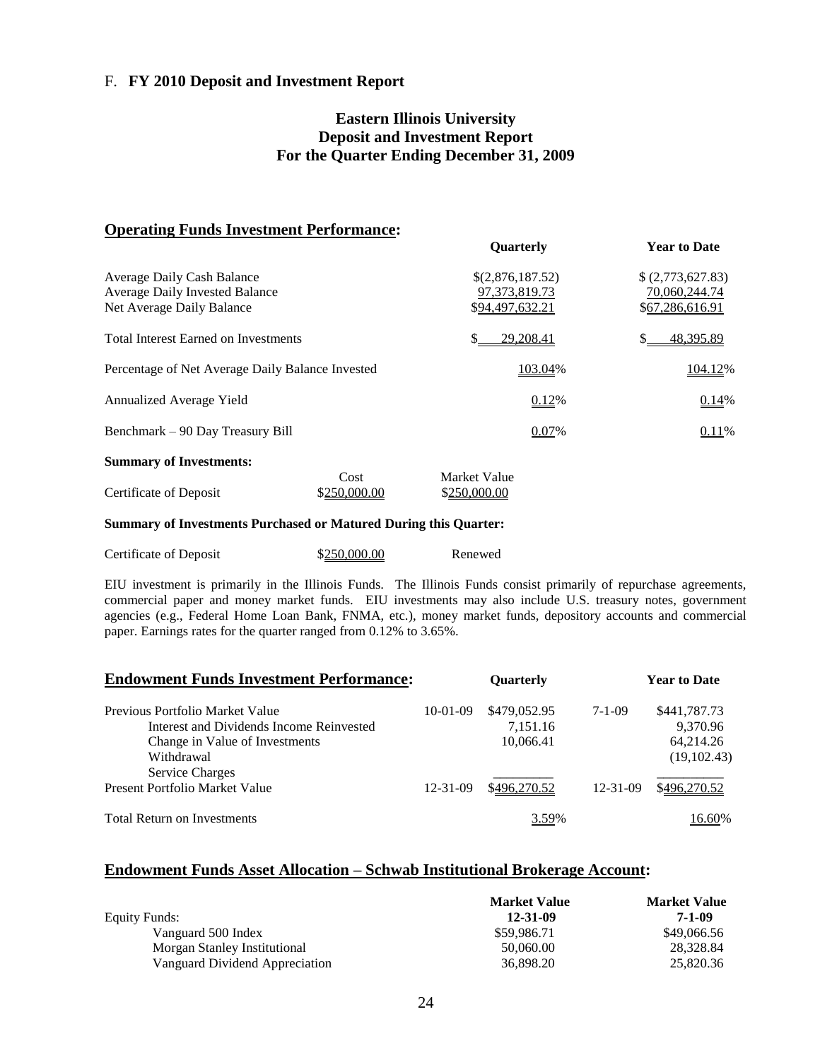F. **FY 2010 Deposit and Investment Report**

## Eastern Illinois University
## Deposit and Investment Report
## For the Quarter Ending December 31, 2009

### Operating Funds Investment Performance:

| | Quarterly | Year to Date |
|---|---|---|
| Average Daily Cash Balance | $(2,876,187.52) | $ (2,773,627.83) |
| Average Daily Invested Balance | 97,373,819.73 | 70,060,244.74 |
| Net Average Daily Balance | $94,497,632.21 | $67,286,616.91 |
| Total Interest Earned on Investments | $ 29,208.41 | $ 48,395.89 |
| Percentage of Net Average Daily Balance Invested | 103.04% | 104.12% |
| Annualized Average Yield | 0.12% | 0.14% |
| Benchmark – 90 Day Treasury Bill | 0.07% | 0.11% |

**Summary of Investments:**

| | Cost | Market Value |
|---|---|---|
| Certificate of Deposit | $250,000.00 | $250,000.00 |

**Summary of Investments Purchased or Matured During this Quarter:**

| | | |
|---|---|---|
| Certificate of Deposit | $250,000.00 | Renewed |

EIU investment is primarily in the Illinois Funds. The Illinois Funds consist primarily of repurchase agreements, commercial paper and money market funds. EIU investments may also include U.S. treasury notes, government agencies (e.g., Federal Home Loan Bank, FNMA, etc.), money market funds, depository accounts and commercial paper. Earnings rates for the quarter ranged from 0.12% to 3.65%.

### Endowment Funds Investment Performance:

| | | Quarterly | | Year to Date |
|---|---|---|---|---|
| Previous Portfolio Market Value | 10-01-09 | $479,052.95 | 7-1-09 | $441,787.73 |
| Interest and Dividends Income Reinvested | | 7,151.16 | | 9,370.96 |
| Change in Value of Investments | | 10,066.41 | | 64,214.26 |
| Withdrawal | | | | (19,102.43) |
| Service Charges | | | | |
| Present Portfolio Market Value | 12-31-09 | $496,270.52 | 12-31-09 | $496,270.52 |
| Total Return on Investments | | 3.59% | | 16.60% |

### Endowment Funds Asset Allocation – Schwab Institutional Brokerage Account:

| | Market Value 12-31-09 | Market Value 7-1-09 |
|---|---|---|
| Equity Funds: | | |
| Vanguard 500 Index | $59,986.71 | $49,066.56 |
| Morgan Stanley Institutional | 50,060.00 | 28,328.84 |
| Vanguard Dividend Appreciation | 36,898.20 | 25,820.36 |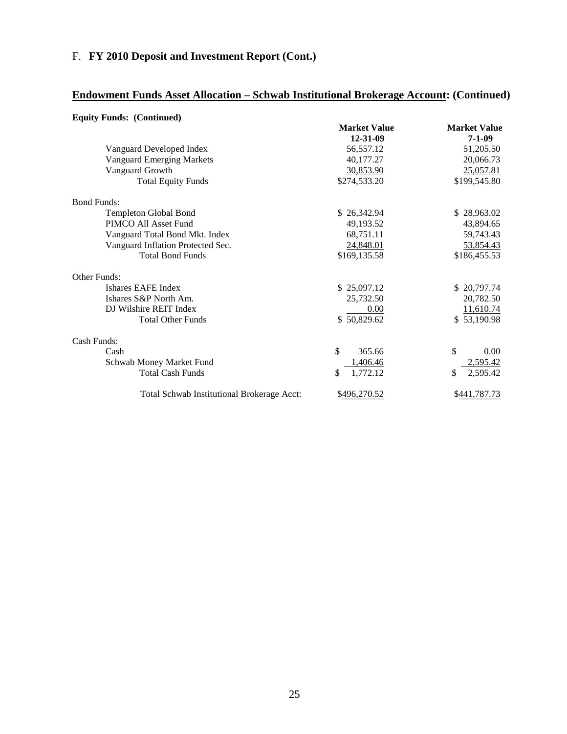F. **FY 2010 Deposit and Investment Report (Cont.)**

## Endowment Funds Asset Allocation – Schwab Institutional Brokerage Account: (Continued)

**Equity Funds: (Continued)**

| | Market Value 12-31-09 | Market Value 7-1-09 |
|---|---|---|
| Vanguard Developed Index | 56,557.12 | 51,205.50 |
| Vanguard Emerging Markets | 40,177.27 | 20,066.73 |
| Vanguard Growth | 30,853.90 | 25,057.81 |
| Total Equity Funds | $274,533.20 | $199,545.80 |
| **Bond Funds:** | | |
| Templeton Global Bond | $ 26,342.94 | $ 28,963.02 |
| PIMCO All Asset Fund | 49,193.52 | 43,894.65 |
| Vanguard Total Bond Mkt. Index | 68,751.11 | 59,743.43 |
| Vanguard Inflation Protected Sec. | 24,848.01 | 53,854.43 |
| Total Bond Funds | $169,135.58 | $186,455.53 |
| **Other Funds:** | | |
| Ishares EAFE Index | $ 25,097.12 | $ 20,797.74 |
| Ishares S&P North Am. | 25,732.50 | 20,782.50 |
| DJ Wilshire REIT Index | 0.00 | 11,610.74 |
| Total Other Funds | $ 50,829.62 | $ 53,190.98 |
| **Cash Funds:** | | |
| Cash | $ 365.66 | $ 0.00 |
| Schwab Money Market Fund | 1,406.46 | 2,595.42 |
| Total Cash Funds | $ 1,772.12 | $ 2,595.42 |
| Total Schwab Institutional Brokerage Acct: | $496,270.52 | $441,787.73 |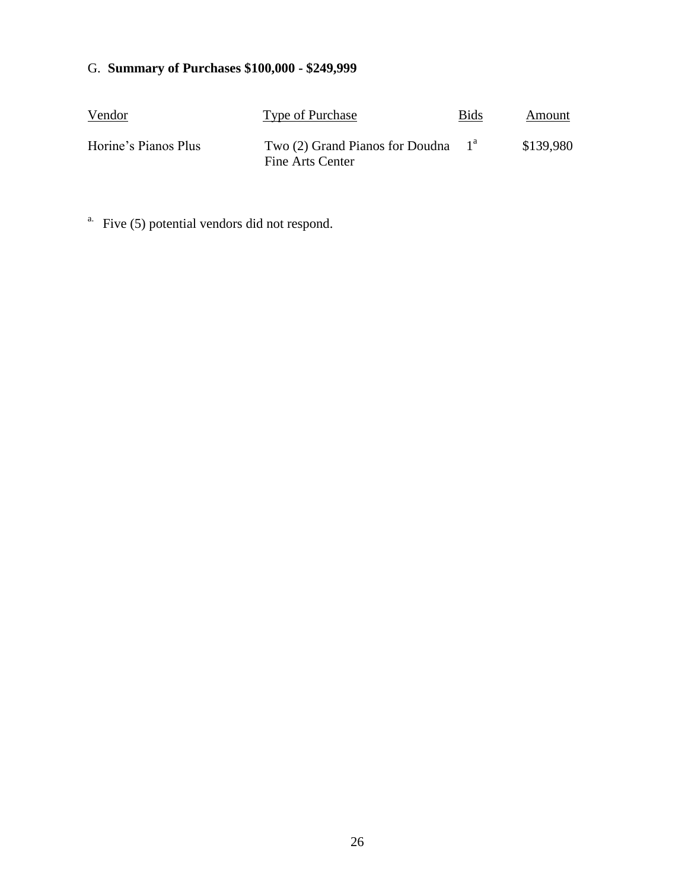G. **Summary of Purchases $100,000 - $249,999**

| Vendor | Type of Purchase | Bids | Amount |
|---|---|---|---|
| Horine’s Pianos Plus | Two (2) Grand Pianos for Doudna Fine Arts Center | 1[a] | $139,980 |

[a.] Five (5) potential vendors did not respond.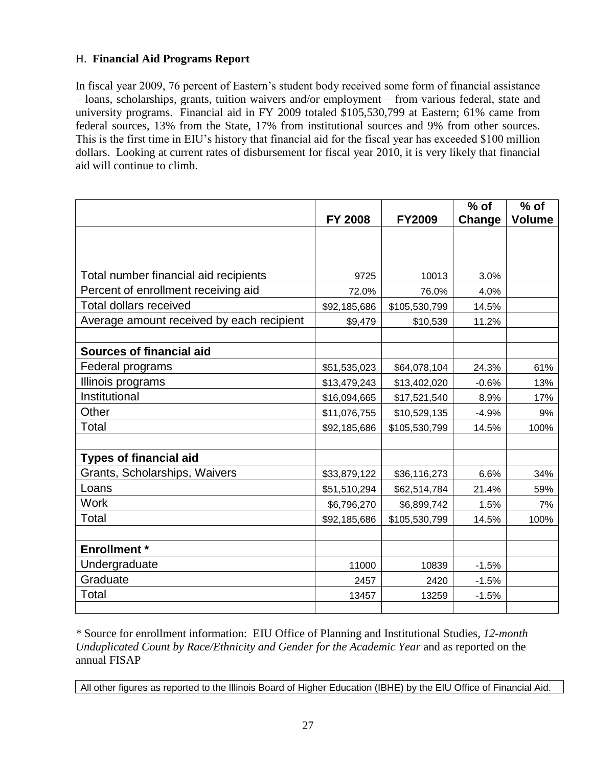### H. **Financial Aid Programs Report**

In fiscal year 2009, 76 percent of Eastern's student body received some form of financial assistance – loans, scholarships, grants, tuition waivers and/or employment – from various federal, state and university programs. Financial aid in FY 2009 totaled $105,530,799 at Eastern; 61% came from federal sources, 13% from the State, 17% from institutional sources and 9% from other sources. This is the first time in EIU's history that financial aid for the fiscal year has exceeded $100 million dollars. Looking at current rates of disbursement for fiscal year 2010, it is very likely that financial aid will continue to climb.

| | FY 2008 | FY2009 | % of Change | % of Volume |
|---|---|---|---|---|
| Total number financial aid recipients | 9725 | 10013 | 3.0% | |
| Percent of enrollment receiving aid | 72.0% | 76.0% | 4.0% | |
| Total dollars received | $92,185,686 | $105,530,799 | 14.5% | |
| Average amount received by each recipient | $9,479 | $10,539 | 11.2% | |
| | | | | |
| **Sources of financial aid** | | | | |
| Federal programs | $51,535,023 | $64,078,104 | 24.3% | 61% |
| Illinois programs | $13,479,243 | $13,402,020 | -0.6% | 13% |
| Institutional | $16,094,665 | $17,521,540 | 8.9% | 17% |
| Other | $11,076,755 | $10,529,135 | -4.9% | 9% |
| Total | $92,185,686 | $105,530,799 | 14.5% | 100% |
| | | | | |
| **Types of financial aid** | | | | |
| Grants, Scholarships, Waivers | $33,879,122 | $36,116,273 | 6.6% | 34% |
| Loans | $51,510,294 | $62,514,784 | 21.4% | 59% |
| Work | $6,796,270 | $6,899,742 | 1.5% | 7% |
| Total | $92,185,686 | $105,530,799 | 14.5% | 100% |
| | | | | |
| **Enrollment \*** | | | | |
| Undergraduate | 11000 | 10839 | -1.5% | |
| Graduate | 2457 | 2420 | -1.5% | |
| Total | 13457 | 13259 | -1.5% | |

\* Source for enrollment information: EIU Office of Planning and Institutional Studies, *12-month Unduplicated Count by Race/Ethnicity and Gender for the Academic Year* and as reported on the annual FISAP

All other figures as reported to the Illinois Board of Higher Education (IBHE) by the EIU Office of Financial Aid.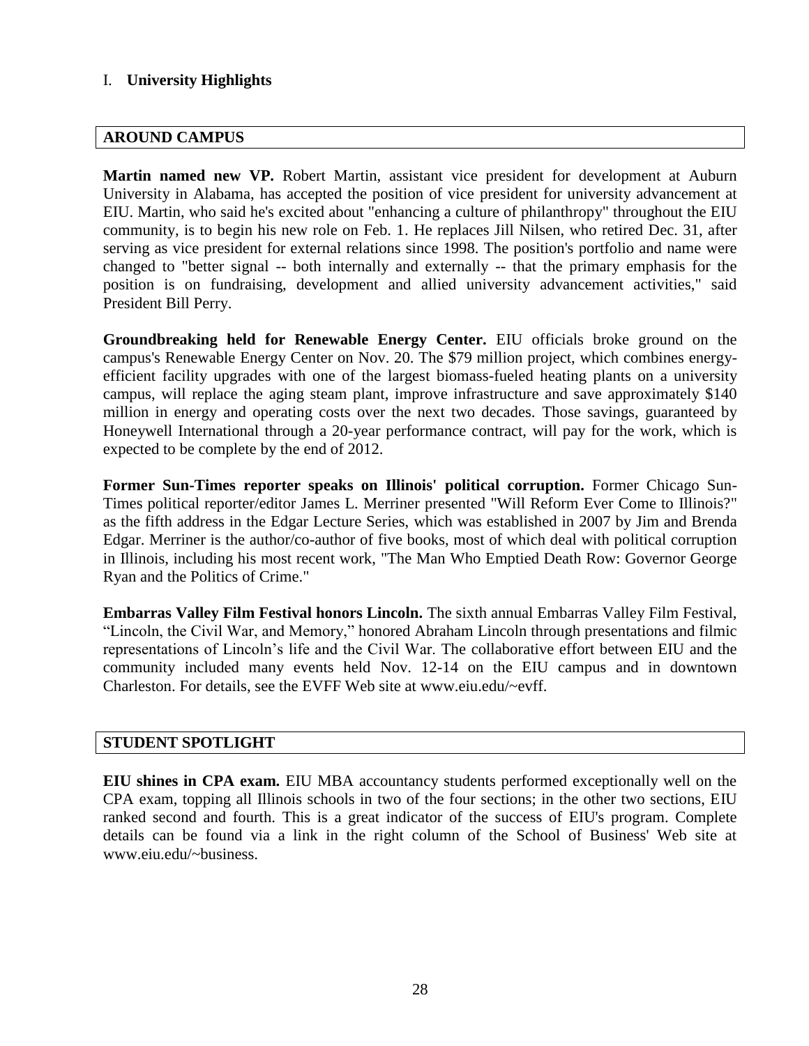## I. **University Highlights**

### AROUND CAMPUS

**Martin named new VP.** Robert Martin, assistant vice president for development at Auburn University in Alabama, has accepted the position of vice president for university advancement at EIU. Martin, who said he's excited about "enhancing a culture of philanthropy" throughout the EIU community, is to begin his new role on Feb. 1. He replaces Jill Nilsen, who retired Dec. 31, after serving as vice president for external relations since 1998. The position's portfolio and name were changed to "better signal -- both internally and externally -- that the primary emphasis for the position is on fundraising, development and allied university advancement activities," said President Bill Perry.

**Groundbreaking held for Renewable Energy Center.** EIU officials broke ground on the campus's Renewable Energy Center on Nov. 20. The $79 million project, which combines energy-efficient facility upgrades with one of the largest biomass-fueled heating plants on a university campus, will replace the aging steam plant, improve infrastructure and save approximately $140 million in energy and operating costs over the next two decades. Those savings, guaranteed by Honeywell International through a 20-year performance contract, will pay for the work, which is expected to be complete by the end of 2012.

**Former Sun-Times reporter speaks on Illinois' political corruption.** Former Chicago Sun-Times political reporter/editor James L. Merriner presented "Will Reform Ever Come to Illinois?" as the fifth address in the Edgar Lecture Series, which was established in 2007 by Jim and Brenda Edgar. Merriner is the author/co-author of five books, most of which deal with political corruption in Illinois, including his most recent work, "The Man Who Emptied Death Row: Governor George Ryan and the Politics of Crime."

**Embarras Valley Film Festival honors Lincoln.** The sixth annual Embarras Valley Film Festival, "Lincoln, the Civil War, and Memory," honored Abraham Lincoln through presentations and filmic representations of Lincoln's life and the Civil War. The collaborative effort between EIU and the community included many events held Nov. 12-14 on the EIU campus and in downtown Charleston. For details, see the EVFF Web site at www.eiu.edu/~evff.

### STUDENT SPOTLIGHT

**EIU shines in CPA exam.** EIU MBA accountancy students performed exceptionally well on the CPA exam, topping all Illinois schools in two of the four sections; in the other two sections, EIU ranked second and fourth. This is a great indicator of the success of EIU's program. Complete details can be found via a link in the right column of the School of Business' Web site at www.eiu.edu/~business.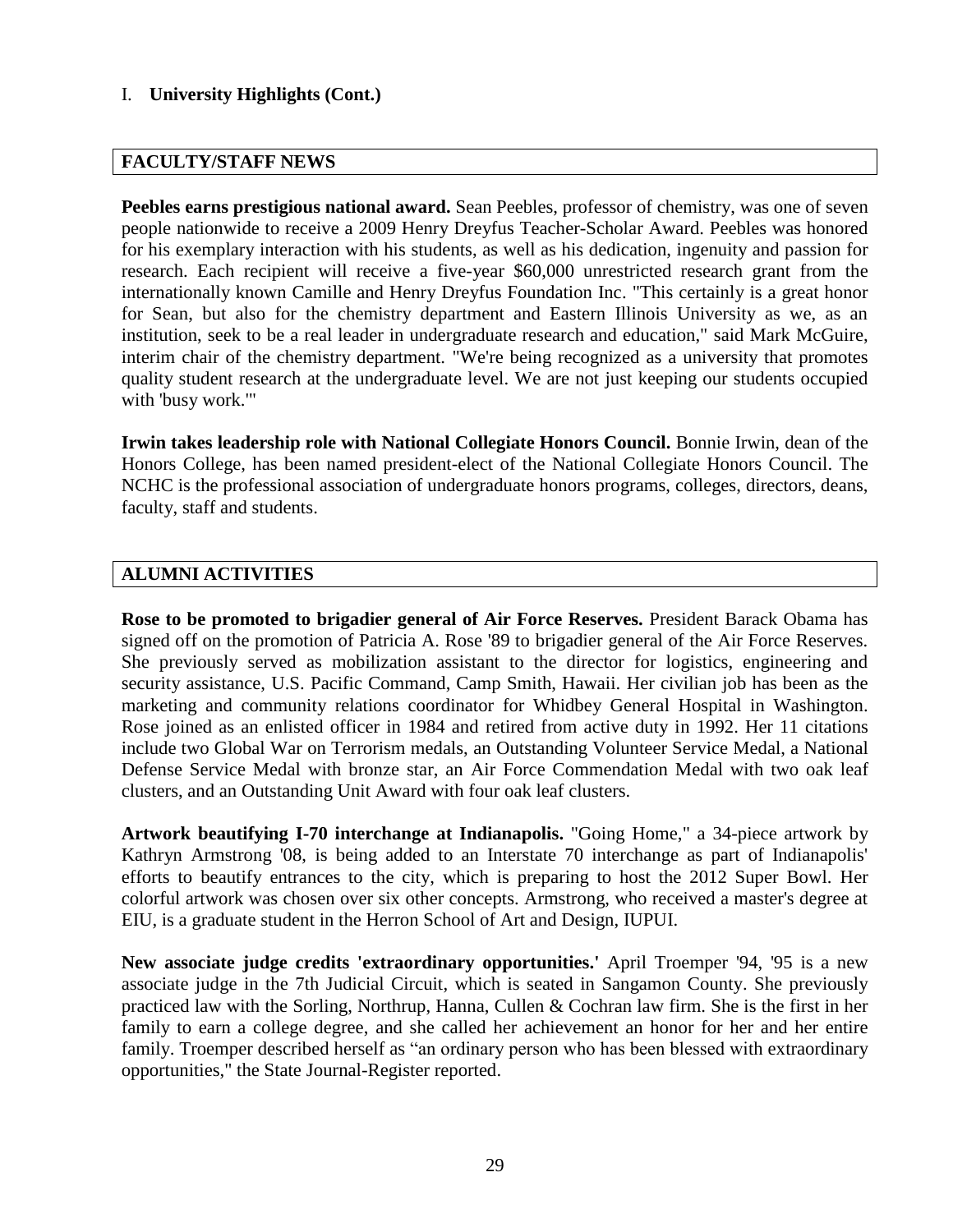I. **University Highlights (Cont.)**

## FACULTY/STAFF NEWS

**Peebles earns prestigious national award.** Sean Peebles, professor of chemistry, was one of seven people nationwide to receive a 2009 Henry Dreyfus Teacher-Scholar Award. Peebles was honored for his exemplary interaction with his students, as well as his dedication, ingenuity and passion for research. Each recipient will receive a five-year $60,000 unrestricted research grant from the internationally known Camille and Henry Dreyfus Foundation Inc. "This certainly is a great honor for Sean, but also for the chemistry department and Eastern Illinois University as we, as an institution, seek to be a real leader in undergraduate research and education," said Mark McGuire, interim chair of the chemistry department. "We're being recognized as a university that promotes quality student research at the undergraduate level. We are not just keeping our students occupied with 'busy work.'"

**Irwin takes leadership role with National Collegiate Honors Council.** Bonnie Irwin, dean of the Honors College, has been named president-elect of the National Collegiate Honors Council. The NCHC is the professional association of undergraduate honors programs, colleges, directors, deans, faculty, staff and students.

## ALUMNI ACTIVITIES

**Rose to be promoted to brigadier general of Air Force Reserves.** President Barack Obama has signed off on the promotion of Patricia A. Rose '89 to brigadier general of the Air Force Reserves. She previously served as mobilization assistant to the director for logistics, engineering and security assistance, U.S. Pacific Command, Camp Smith, Hawaii. Her civilian job has been as the marketing and community relations coordinator for Whidbey General Hospital in Washington. Rose joined as an enlisted officer in 1984 and retired from active duty in 1992. Her 11 citations include two Global War on Terrorism medals, an Outstanding Volunteer Service Medal, a National Defense Service Medal with bronze star, an Air Force Commendation Medal with two oak leaf clusters, and an Outstanding Unit Award with four oak leaf clusters.

**Artwork beautifying I-70 interchange at Indianapolis.** "Going Home," a 34-piece artwork by Kathryn Armstrong '08, is being added to an Interstate 70 interchange as part of Indianapolis' efforts to beautify entrances to the city, which is preparing to host the 2012 Super Bowl. Her colorful artwork was chosen over six other concepts. Armstrong, who received a master's degree at EIU, is a graduate student in the Herron School of Art and Design, IUPUI.

**New associate judge credits 'extraordinary opportunities.'** April Troemper '94, '95 is a new associate judge in the 7th Judicial Circuit, which is seated in Sangamon County. She previously practiced law with the Sorling, Northrup, Hanna, Cullen & Cochran law firm. She is the first in her family to earn a college degree, and she called her achievement an honor for her and her entire family. Troemper described herself as "an ordinary person who has been blessed with extraordinary opportunities," the State Journal-Register reported.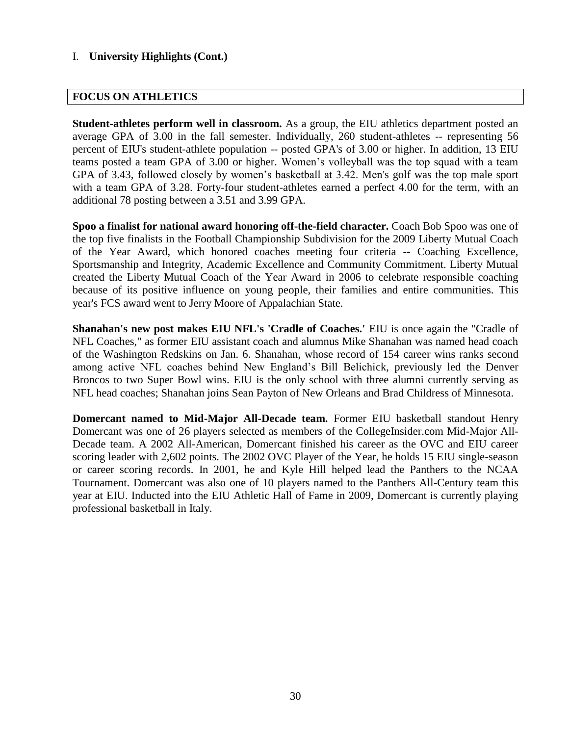I. **University Highlights (Cont.)**

## FOCUS ON ATHLETICS

**Student-athletes perform well in classroom.** As a group, the EIU athletics department posted an average GPA of 3.00 in the fall semester. Individually, 260 student-athletes -- representing 56 percent of EIU's student-athlete population -- posted GPA's of 3.00 or higher. In addition, 13 EIU teams posted a team GPA of 3.00 or higher. Women's volleyball was the top squad with a team GPA of 3.43, followed closely by women's basketball at 3.42. Men's golf was the top male sport with a team GPA of 3.28. Forty-four student-athletes earned a perfect 4.00 for the term, with an additional 78 posting between a 3.51 and 3.99 GPA.

**Spoo a finalist for national award honoring off-the-field character.** Coach Bob Spoo was one of the top five finalists in the Football Championship Subdivision for the 2009 Liberty Mutual Coach of the Year Award, which honored coaches meeting four criteria -- Coaching Excellence, Sportsmanship and Integrity, Academic Excellence and Community Commitment. Liberty Mutual created the Liberty Mutual Coach of the Year Award in 2006 to celebrate responsible coaching because of its positive influence on young people, their families and entire communities. This year's FCS award went to Jerry Moore of Appalachian State.

**Shanahan's new post makes EIU NFL's 'Cradle of Coaches.'** EIU is once again the "Cradle of NFL Coaches," as former EIU assistant coach and alumnus Mike Shanahan was named head coach of the Washington Redskins on Jan. 6. Shanahan, whose record of 154 career wins ranks second among active NFL coaches behind New England's Bill Belichick, previously led the Denver Broncos to two Super Bowl wins. EIU is the only school with three alumni currently serving as NFL head coaches; Shanahan joins Sean Payton of New Orleans and Brad Childress of Minnesota.

**Domercant named to Mid-Major All-Decade team.** Former EIU basketball standout Henry Domercant was one of 26 players selected as members of the CollegeInsider.com Mid-Major All-Decade team. A 2002 All-American, Domercant finished his career as the OVC and EIU career scoring leader with 2,602 points. The 2002 OVC Player of the Year, he holds 15 EIU single-season or career scoring records. In 2001, he and Kyle Hill helped lead the Panthers to the NCAA Tournament. Domercant was also one of 10 players named to the Panthers All-Century team this year at EIU. Inducted into the EIU Athletic Hall of Fame in 2009, Domercant is currently playing professional basketball in Italy.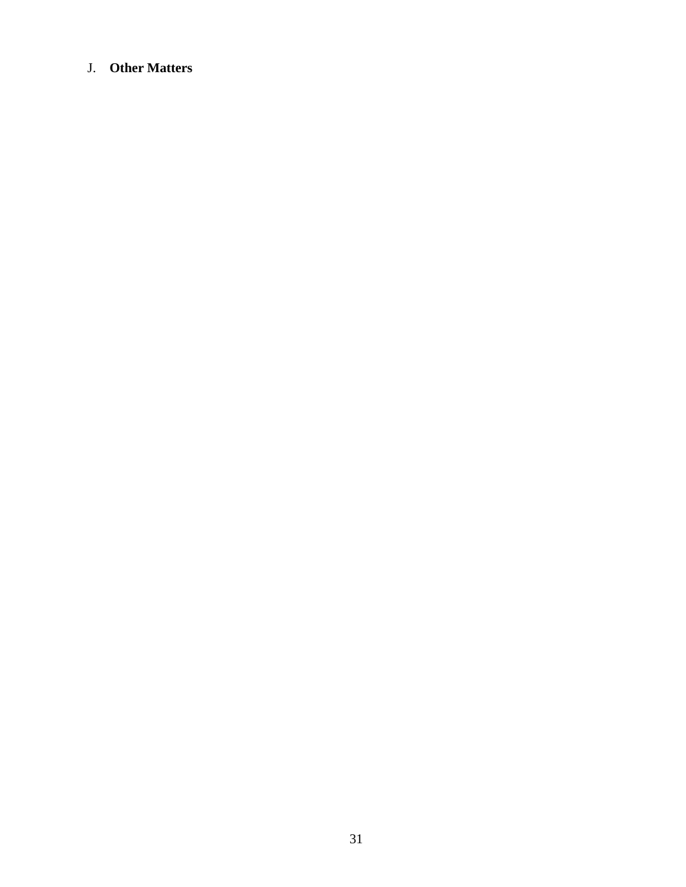J. **Other Matters**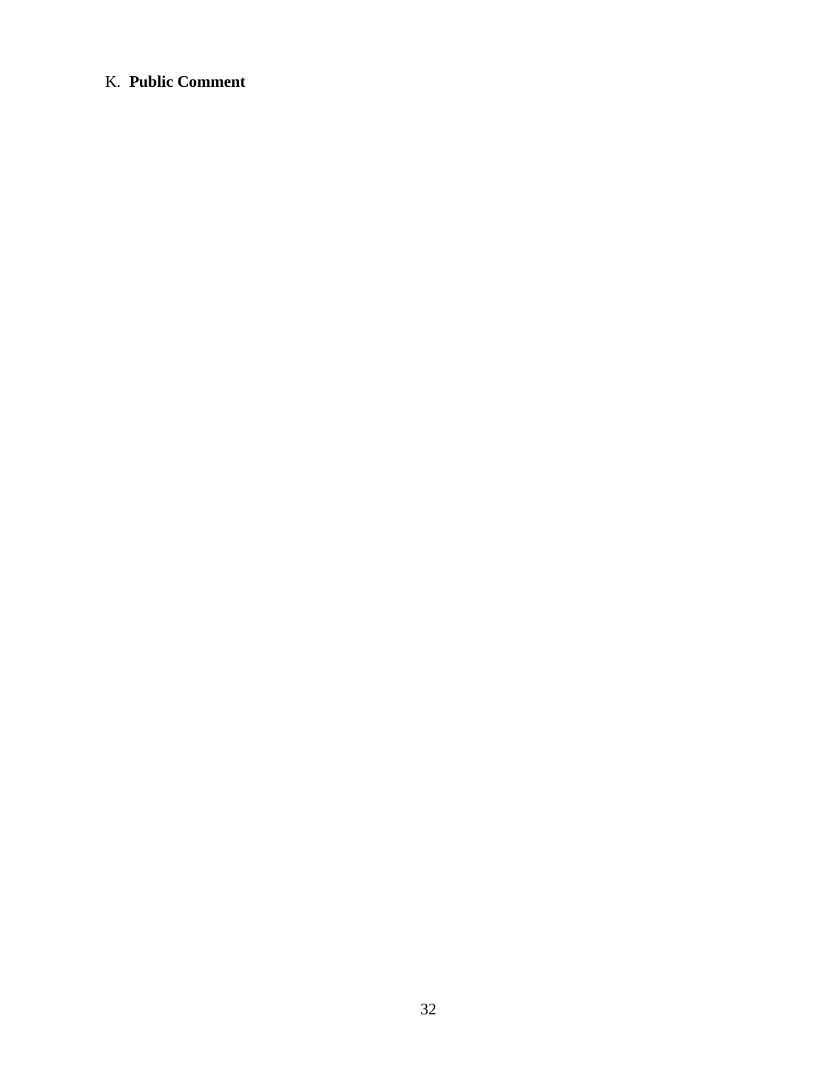K. **Public Comment**